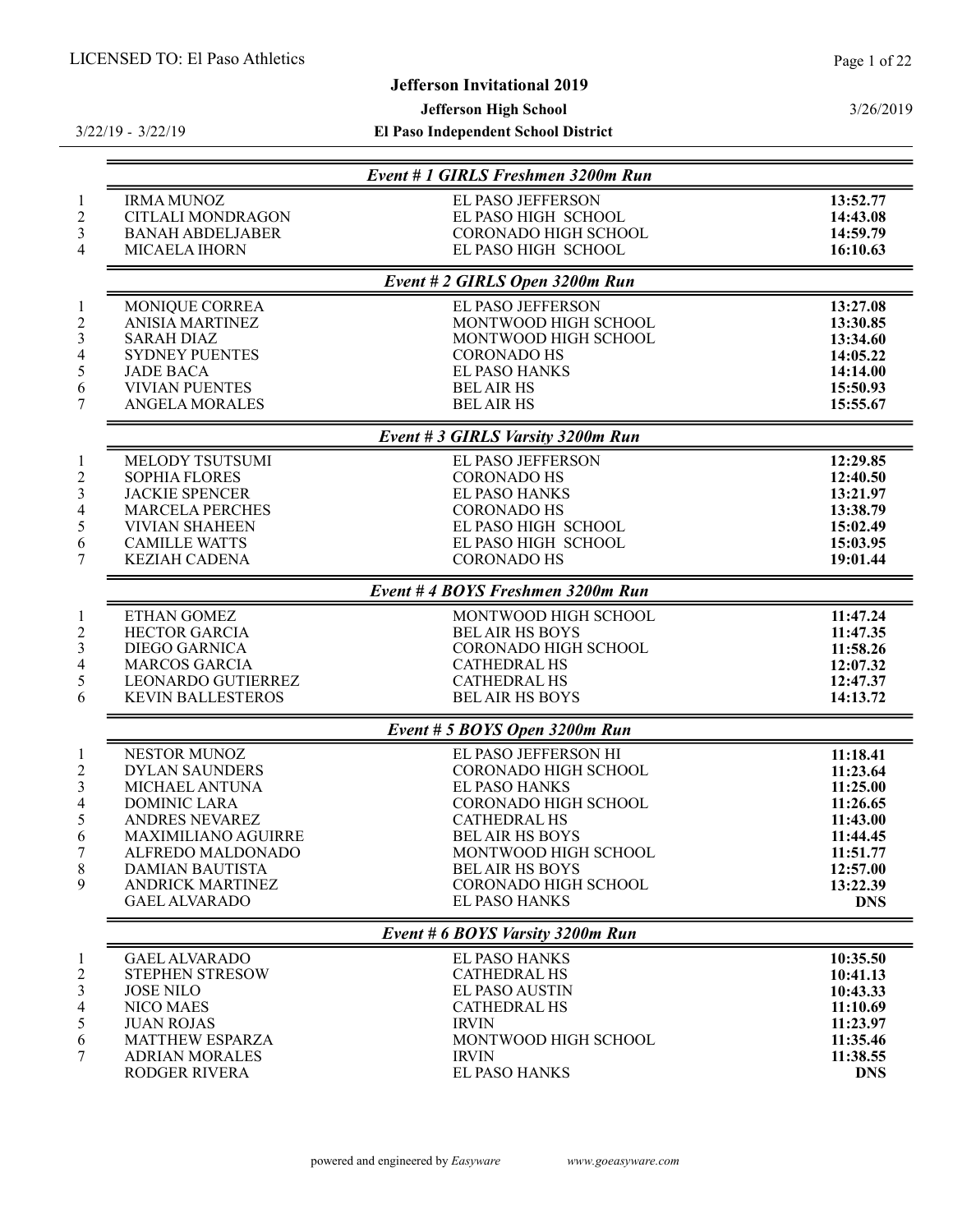LICENSED TO: El Paso Athletics

# Jefferson Invitational 2019

**Jefferson High School**

**El Paso Independent School District**

3/22/19 - 3/22/19

3/26/2019

## *Event # 1 GIRLS Freshmen 3200m Run*

| Place | Name | School | Time |
|---|---|---|---|
| 1 | IRMA MUNOZ | EL PASO JEFFERSON | **13:52.77** |
| 2 | CITLALI MONDRAGON | EL PASO HIGH SCHOOL | **14:43.08** |
| 3 | BANAH ABDELJABER | CORONADO HIGH SCHOOL | **14:59.79** |
| 4 | MICAELA IHORN | EL PASO HIGH SCHOOL | **16:10.63** |

## *Event # 2 GIRLS Open 3200m Run*

| Place | Name | School | Time |
|---|---|---|---|
| 1 | MONIQUE CORREA | EL PASO JEFFERSON | **13:27.08** |
| 2 | ANISIA MARTINEZ | MONTWOOD HIGH SCHOOL | **13:30.85** |
| 3 | SARAH DIAZ | MONTWOOD HIGH SCHOOL | **13:34.60** |
| 4 | SYDNEY PUENTES | CORONADO HS | **14:05.22** |
| 5 | JADE BACA | EL PASO HANKS | **14:14.00** |
| 6 | VIVIAN PUENTES | BEL AIR HS | **15:50.93** |
| 7 | ANGELA MORALES | BEL AIR HS | **15:55.67** |

## *Event # 3 GIRLS Varsity 3200m Run*

| Place | Name | School | Time |
|---|---|---|---|
| 1 | MELODY TSUTSUMI | EL PASO JEFFERSON | **12:29.85** |
| 2 | SOPHIA FLORES | CORONADO HS | **12:40.50** |
| 3 | JACKIE SPENCER | EL PASO HANKS | **13:21.97** |
| 4 | MARCELA PERCHES | CORONADO HS | **13:38.79** |
| 5 | VIVIAN SHAHEEN | EL PASO HIGH SCHOOL | **15:02.49** |
| 6 | CAMILLE WATTS | EL PASO HIGH SCHOOL | **15:03.95** |
| 7 | KEZIAH CADENA | CORONADO HS | **19:01.44** |

## *Event # 4 BOYS Freshmen 3200m Run*

| Place | Name | School | Time |
|---|---|---|---|
| 1 | ETHAN GOMEZ | MONTWOOD HIGH SCHOOL | **11:47.24** |
| 2 | HECTOR GARCIA | BEL AIR HS BOYS | **11:47.35** |
| 3 | DIEGO GARNICA | CORONADO HIGH SCHOOL | **11:58.26** |
| 4 | MARCOS GARCIA | CATHEDRAL HS | **12:07.32** |
| 5 | LEONARDO GUTIERREZ | CATHEDRAL HS | **12:47.37** |
| 6 | KEVIN BALLESTEROS | BEL AIR HS BOYS | **14:13.72** |

## *Event # 5 BOYS Open 3200m Run*

| Place | Name | School | Time |
|---|---|---|---|
| 1 | NESTOR MUNOZ | EL PASO JEFFERSON HI | **11:18.41** |
| 2 | DYLAN SAUNDERS | CORONADO HIGH SCHOOL | **11:23.64** |
| 3 | MICHAEL ANTUNA | EL PASO HANKS | **11:25.00** |
| 4 | DOMINIC LARA | CORONADO HIGH SCHOOL | **11:26.65** |
| 5 | ANDRES NEVAREZ | CATHEDRAL HS | **11:43.00** |
| 6 | MAXIMILIANO AGUIRRE | BEL AIR HS BOYS | **11:44.45** |
| 7 | ALFREDO MALDONADO | MONTWOOD HIGH SCHOOL | **11:51.77** |
| 8 | DAMIAN BAUTISTA | BEL AIR HS BOYS | **12:57.00** |
| 9 | ANDRICK MARTINEZ | CORONADO HIGH SCHOOL | **13:22.39** |
| | GAEL ALVARADO | EL PASO HANKS | **DNS** |

## *Event # 6 BOYS Varsity 3200m Run*

| Place | Name | School | Time |
|---|---|---|---|
| 1 | GAEL ALVARADO | EL PASO HANKS | **10:35.50** |
| 2 | STEPHEN STRESOW | CATHEDRAL HS | **10:41.13** |
| 3 | JOSE NILO | EL PASO AUSTIN | **10:43.33** |
| 4 | NICO MAES | CATHEDRAL HS | **11:10.69** |
| 5 | JUAN ROJAS | IRVIN | **11:23.97** |
| 6 | MATTHEW ESPARZA | MONTWOOD HIGH SCHOOL | **11:35.46** |
| 7 | ADRIAN MORALES | IRVIN | **11:38.55** |
| | RODGER RIVERA | EL PASO HANKS | **DNS** |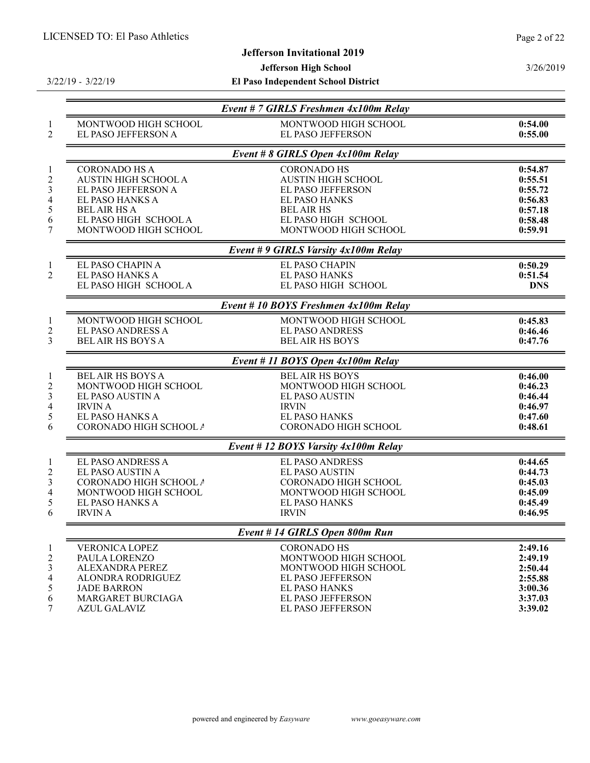### Event # 7 GIRLS Freshmen 4x100m Relay

| Place | Team | School | Time |
|---|---|---|---|
| 1 | MONTWOOD HIGH SCHOOL | MONTWOOD HIGH SCHOOL | **0:54.00** |
| 2 | EL PASO JEFFERSON A | EL PASO JEFFERSON | **0:55.00** |

### Event # 8 GIRLS Open 4x100m Relay

| Place | Team | School | Time |
|---|---|---|---|
| 1 | CORONADO HS A | CORONADO HS | **0:54.87** |
| 2 | AUSTIN HIGH SCHOOL A | AUSTIN HIGH SCHOOL | **0:55.51** |
| 3 | EL PASO JEFFERSON A | EL PASO JEFFERSON | **0:55.72** |
| 4 | EL PASO HANKS A | EL PASO HANKS | **0:56.83** |
| 5 | BEL AIR HS A | BEL AIR HS | **0:57.18** |
| 6 | EL PASO HIGH SCHOOL A | EL PASO HIGH SCHOOL | **0:58.48** |
| 7 | MONTWOOD HIGH SCHOOL | MONTWOOD HIGH SCHOOL | **0:59.91** |

### Event # 9 GIRLS Varsity 4x100m Relay

| Place | Team | School | Time |
|---|---|---|---|
| 1 | EL PASO CHAPIN A | EL PASO CHAPIN | **0:50.29** |
| 2 | EL PASO HANKS A | EL PASO HANKS | **0:51.54** |
| | EL PASO HIGH SCHOOL A | EL PASO HIGH SCHOOL | **DNS** |

### Event # 10 BOYS Freshmen 4x100m Relay

| Place | Team | School | Time |
|---|---|---|---|
| 1 | MONTWOOD HIGH SCHOOL | MONTWOOD HIGH SCHOOL | **0:45.83** |
| 2 | EL PASO ANDRESS A | EL PASO ANDRESS | **0:46.46** |
| 3 | BEL AIR HS BOYS A | BEL AIR HS BOYS | **0:47.76** |

### Event # 11 BOYS Open 4x100m Relay

| Place | Team | School | Time |
|---|---|---|---|
| 1 | BEL AIR HS BOYS A | BEL AIR HS BOYS | **0:46.00** |
| 2 | MONTWOOD HIGH SCHOOL | MONTWOOD HIGH SCHOOL | **0:46.23** |
| 3 | EL PASO AUSTIN A | EL PASO AUSTIN | **0:46.44** |
| 4 | IRVIN A | IRVIN | **0:46.97** |
| 5 | EL PASO HANKS A | EL PASO HANKS | **0:47.60** |
| 6 | CORONADO HIGH SCHOOL A | CORONADO HIGH SCHOOL | **0:48.61** |

### Event # 12 BOYS Varsity 4x100m Relay

| Place | Team | School | Time |
|---|---|---|---|
| 1 | EL PASO ANDRESS A | EL PASO ANDRESS | **0:44.65** |
| 2 | EL PASO AUSTIN A | EL PASO AUSTIN | **0:44.73** |
| 3 | CORONADO HIGH SCHOOL A | CORONADO HIGH SCHOOL | **0:45.03** |
| 4 | MONTWOOD HIGH SCHOOL | MONTWOOD HIGH SCHOOL | **0:45.09** |
| 5 | EL PASO HANKS A | EL PASO HANKS | **0:45.49** |
| 6 | IRVIN A | IRVIN | **0:46.95** |

### Event # 14 GIRLS Open 800m Run

| Place | Name | School | Time |
|---|---|---|---|
| 1 | VERONICA LOPEZ | CORONADO HS | **2:49.16** |
| 2 | PAULA LORENZO | MONTWOOD HIGH SCHOOL | **2:49.19** |
| 3 | ALEXANDRA PEREZ | MONTWOOD HIGH SCHOOL | **2:50.44** |
| 4 | ALONDRA RODRIGUEZ | EL PASO JEFFERSON | **2:55.88** |
| 5 | JADE BARRON | EL PASO HANKS | **3:00.36** |
| 6 | MARGARET BURCIAGA | EL PASO JEFFERSON | **3:37.03** |
| 7 | AZUL GALAVIZ | EL PASO JEFFERSON | **3:39.02** |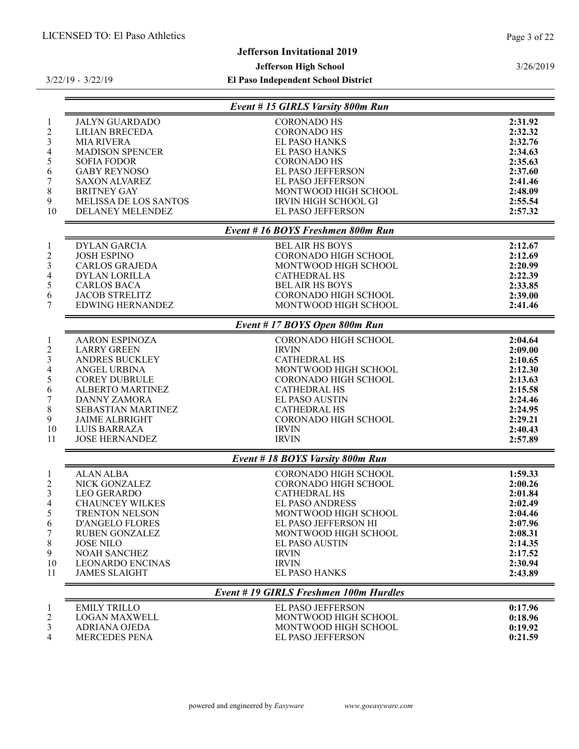## Event # 15 GIRLS Varsity 800m Run

| Place | Name | School | Time |
| --- | --- | --- | --- |
| 1 | JALYN GUARDADO | CORONADO HS | **2:31.92** |
| 2 | LILIAN BRECEDA | CORONADO HS | **2:32.32** |
| 3 | MIA RIVERA | EL PASO HANKS | **2:32.76** |
| 4 | MADISON SPENCER | EL PASO HANKS | **2:34.63** |
| 5 | SOFIA FODOR | CORONADO HS | **2:35.63** |
| 6 | GABY REYNOSO | EL PASO JEFFERSON | **2:37.60** |
| 7 | SAXON ALVAREZ | EL PASO JEFFERSON | **2:41.46** |
| 8 | BRITNEY GAY | MONTWOOD HIGH SCHOOL | **2:48.09** |
| 9 | MELISSA DE LOS SANTOS | IRVIN HIGH SCHOOL GI | **2:55.54** |
| 10 | DELANEY MELENDEZ | EL PASO JEFFERSON | **2:57.32** |

## Event # 16 BOYS Freshmen 800m Run

| Place | Name | School | Time |
| --- | --- | --- | --- |
| 1 | DYLAN GARCIA | BEL AIR HS BOYS | **2:12.67** |
| 2 | JOSH ESPINO | CORONADO HIGH SCHOOL | **2:12.69** |
| 3 | CARLOS GRAJEDA | MONTWOOD HIGH SCHOOL | **2:20.99** |
| 4 | DYLAN LORILLA | CATHEDRAL HS | **2:22.39** |
| 5 | CARLOS BACA | BEL AIR HS BOYS | **2:33.85** |
| 6 | JACOB STRELITZ | CORONADO HIGH SCHOOL | **2:39.00** |
| 7 | EDWING HERNANDEZ | MONTWOOD HIGH SCHOOL | **2:41.46** |

## Event # 17 BOYS Open 800m Run

| Place | Name | School | Time |
| --- | --- | --- | --- |
| 1 | AARON ESPINOZA | CORONADO HIGH SCHOOL | **2:04.64** |
| 2 | LARRY GREEN | IRVIN | **2:09.00** |
| 3 | ANDRES BUCKLEY | CATHEDRAL HS | **2:10.65** |
| 4 | ANGEL URBINA | MONTWOOD HIGH SCHOOL | **2:12.30** |
| 5 | COREY DUBRULE | CORONADO HIGH SCHOOL | **2:13.63** |
| 6 | ALBERTO MARTINEZ | CATHEDRAL HS | **2:15.58** |
| 7 | DANNY ZAMORA | EL PASO AUSTIN | **2:24.46** |
| 8 | SEBASTIAN MARTINEZ | CATHEDRAL HS | **2:24.95** |
| 9 | JAIME ALBRIGHT | CORONADO HIGH SCHOOL | **2:29.21** |
| 10 | LUIS BARRAZA | IRVIN | **2:40.43** |
| 11 | JOSE HERNANDEZ | IRVIN | **2:57.89** |

## Event # 18 BOYS Varsity 800m Run

| Place | Name | School | Time |
| --- | --- | --- | --- |
| 1 | ALAN ALBA | CORONADO HIGH SCHOOL | **1:59.33** |
| 2 | NICK GONZALEZ | CORONADO HIGH SCHOOL | **2:00.26** |
| 3 | LEO GERARDO | CATHEDRAL HS | **2:01.84** |
| 4 | CHAUNCEY WILKES | EL PASO ANDRESS | **2:02.49** |
| 5 | TRENTON NELSON | MONTWOOD HIGH SCHOOL | **2:04.46** |
| 6 | D'ANGELO FLORES | EL PASO JEFFERSON HI | **2:07.96** |
| 7 | RUBEN GONZALEZ | MONTWOOD HIGH SCHOOL | **2:08.31** |
| 8 | JOSE NILO | EL PASO AUSTIN | **2:14.35** |
| 9 | NOAH SANCHEZ | IRVIN | **2:17.52** |
| 10 | LEONARDO ENCINAS | IRVIN | **2:30.94** |
| 11 | JAMES SLAIGHT | EL PASO HANKS | **2:43.89** |

## Event # 19 GIRLS Freshmen 100m Hurdles

| Place | Name | School | Time |
| --- | --- | --- | --- |
| 1 | EMILY TRILLO | EL PASO JEFFERSON | **0:17.96** |
| 2 | LOGAN MAXWELL | MONTWOOD HIGH SCHOOL | **0:18.96** |
| 3 | ADRIANA OJEDA | MONTWOOD HIGH SCHOOL | **0:19.92** |
| 4 | MERCEDES PENA | EL PASO JEFFERSON | **0:21.59** |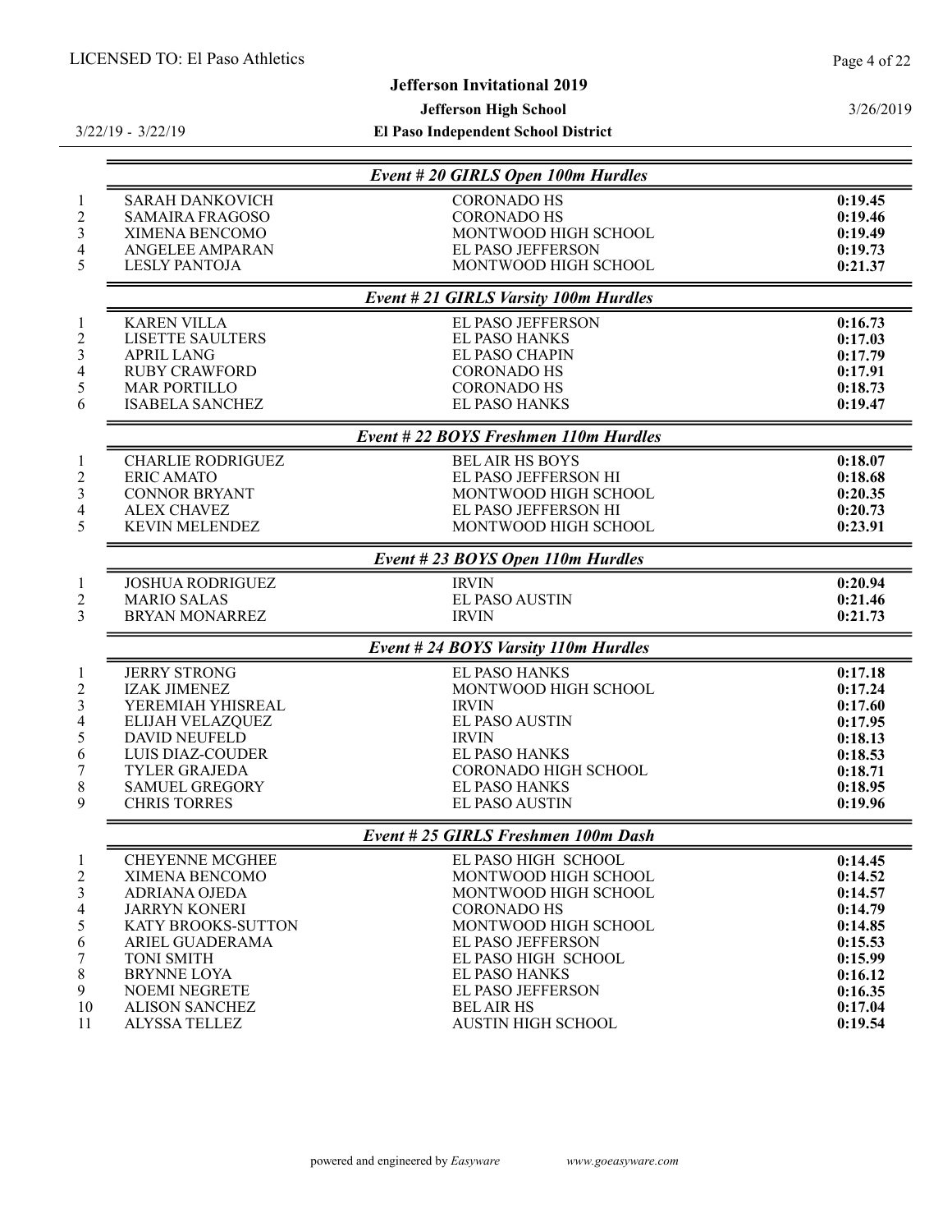## Event # 20 GIRLS Open 100m Hurdles

| Place | Name | School | Time |
|---|---|---|---|
| 1 | SARAH DANKOVICH | CORONADO HS | **0:19.45** |
| 2 | SAMAIRA FRAGOSO | CORONADO HS | **0:19.46** |
| 3 | XIMENA BENCOMO | MONTWOOD HIGH SCHOOL | **0:19.49** |
| 4 | ANGELEE AMPARAN | EL PASO JEFFERSON | **0:19.73** |
| 5 | LESLY PANTOJA | MONTWOOD HIGH SCHOOL | **0:21.37** |

## Event # 21 GIRLS Varsity 100m Hurdles

| Place | Name | School | Time |
|---|---|---|---|
| 1 | KAREN VILLA | EL PASO JEFFERSON | **0:16.73** |
| 2 | LISETTE SAULTERS | EL PASO HANKS | **0:17.03** |
| 3 | APRIL LANG | EL PASO CHAPIN | **0:17.79** |
| 4 | RUBY CRAWFORD | CORONADO HS | **0:17.91** |
| 5 | MAR PORTILLO | CORONADO HS | **0:18.73** |
| 6 | ISABELA SANCHEZ | EL PASO HANKS | **0:19.47** |

## Event # 22 BOYS Freshmen 110m Hurdles

| Place | Name | School | Time |
|---|---|---|---|
| 1 | CHARLIE RODRIGUEZ | BEL AIR HS BOYS | **0:18.07** |
| 2 | ERIC AMATO | EL PASO JEFFERSON HI | **0:18.68** |
| 3 | CONNOR BRYANT | MONTWOOD HIGH SCHOOL | **0:20.35** |
| 4 | ALEX CHAVEZ | EL PASO JEFFERSON HI | **0:20.73** |
| 5 | KEVIN MELENDEZ | MONTWOOD HIGH SCHOOL | **0:23.91** |

## Event # 23 BOYS Open 110m Hurdles

| Place | Name | School | Time |
|---|---|---|---|
| 1 | JOSHUA RODRIGUEZ | IRVIN | **0:20.94** |
| 2 | MARIO SALAS | EL PASO AUSTIN | **0:21.46** |
| 3 | BRYAN MONARREZ | IRVIN | **0:21.73** |

## Event # 24 BOYS Varsity 110m Hurdles

| Place | Name | School | Time |
|---|---|---|---|
| 1 | JERRY STRONG | EL PASO HANKS | **0:17.18** |
| 2 | IZAK JIMENEZ | MONTWOOD HIGH SCHOOL | **0:17.24** |
| 3 | YEREMIAH YHISREAL | IRVIN | **0:17.60** |
| 4 | ELIJAH VELAZQUEZ | EL PASO AUSTIN | **0:17.95** |
| 5 | DAVID NEUFELD | IRVIN | **0:18.13** |
| 6 | LUIS DIAZ-COUDER | EL PASO HANKS | **0:18.53** |
| 7 | TYLER GRAJEDA | CORONADO HIGH SCHOOL | **0:18.71** |
| 8 | SAMUEL GREGORY | EL PASO HANKS | **0:18.95** |
| 9 | CHRIS TORRES | EL PASO AUSTIN | **0:19.96** |

## Event # 25 GIRLS Freshmen 100m Dash

| Place | Name | School | Time |
|---|---|---|---|
| 1 | CHEYENNE MCGHEE | EL PASO HIGH SCHOOL | **0:14.45** |
| 2 | XIMENA BENCOMO | MONTWOOD HIGH SCHOOL | **0:14.52** |
| 3 | ADRIANA OJEDA | MONTWOOD HIGH SCHOOL | **0:14.57** |
| 4 | JARRYN KONERI | CORONADO HS | **0:14.79** |
| 5 | KATY BROOKS-SUTTON | MONTWOOD HIGH SCHOOL | **0:14.85** |
| 6 | ARIEL GUADERAMA | EL PASO JEFFERSON | **0:15.53** |
| 7 | TONI SMITH | EL PASO HIGH SCHOOL | **0:15.99** |
| 8 | BRYNNE LOYA | EL PASO HANKS | **0:16.12** |
| 9 | NOEMI NEGRETE | EL PASO JEFFERSON | **0:16.35** |
| 10 | ALISON SANCHEZ | BEL AIR HS | **0:17.04** |
| 11 | ALYSSA TELLEZ | AUSTIN HIGH SCHOOL | **0:19.54** |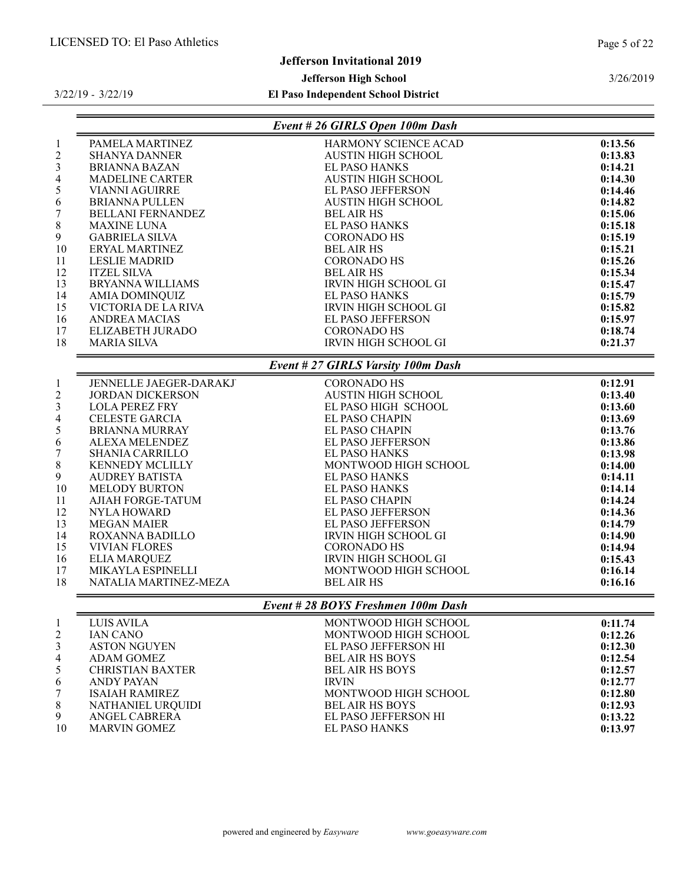## Event # 26 GIRLS Open 100m Dash

| | | | |
|---|---|---|---|
| 1 | PAMELA MARTINEZ | HARMONY SCIENCE ACAD | **0:13.56** |
| 2 | SHANYA DANNER | AUSTIN HIGH SCHOOL | **0:13.83** |
| 3 | BRIANNA BAZAN | EL PASO HANKS | **0:14.21** |
| 4 | MADELINE CARTER | AUSTIN HIGH SCHOOL | **0:14.30** |
| 5 | VIANNI AGUIRRE | EL PASO JEFFERSON | **0:14.46** |
| 6 | BRIANNA PULLEN | AUSTIN HIGH SCHOOL | **0:14.82** |
| 7 | BELLANI FERNANDEZ | BEL AIR HS | **0:15.06** |
| 8 | MAXINE LUNA | EL PASO HANKS | **0:15.18** |
| 9 | GABRIELA SILVA | CORONADO HS | **0:15.19** |
| 10 | ERYAL MARTINEZ | BEL AIR HS | **0:15.21** |
| 11 | LESLIE MADRID | CORONADO HS | **0:15.26** |
| 12 | ITZEL SILVA | BEL AIR HS | **0:15.34** |
| 13 | BRYANNA WILLIAMS | IRVIN HIGH SCHOOL GI | **0:15.47** |
| 14 | AMIA DOMINQUIZ | EL PASO HANKS | **0:15.79** |
| 15 | VICTORIA DE LA RIVA | IRVIN HIGH SCHOOL GI | **0:15.82** |
| 16 | ANDREA MACIAS | EL PASO JEFFERSON | **0:15.97** |
| 17 | ELIZABETH JURADO | CORONADO HS | **0:18.74** |
| 18 | MARIA SILVA | IRVIN HIGH SCHOOL GI | **0:21.37** |

## Event # 27 GIRLS Varsity 100m Dash

| | | | |
|---|---|---|---|
| 1 | JENNELLE JAEGER-DARAKJ | CORONADO HS | **0:12.91** |
| 2 | JORDAN DICKERSON | AUSTIN HIGH SCHOOL | **0:13.40** |
| 3 | LOLA PEREZ FRY | EL PASO HIGH SCHOOL | **0:13.60** |
| 4 | CELESTE GARCIA | EL PASO CHAPIN | **0:13.69** |
| 5 | BRIANNA MURRAY | EL PASO CHAPIN | **0:13.76** |
| 6 | ALEXA MELENDEZ | EL PASO JEFFERSON | **0:13.86** |
| 7 | SHANIA CARRILLO | EL PASO HANKS | **0:13.98** |
| 8 | KENNEDY MCLILLY | MONTWOOD HIGH SCHOOL | **0:14.00** |
| 9 | AUDREY BATISTA | EL PASO HANKS | **0:14.11** |
| 10 | MELODY BURTON | EL PASO HANKS | **0:14.14** |
| 11 | AJIAH FORGE-TATUM | EL PASO CHAPIN | **0:14.24** |
| 12 | NYLA HOWARD | EL PASO JEFFERSON | **0:14.36** |
| 13 | MEGAN MAIER | EL PASO JEFFERSON | **0:14.79** |
| 14 | ROXANNA BADILLO | IRVIN HIGH SCHOOL GI | **0:14.90** |
| 15 | VIVIAN FLORES | CORONADO HS | **0:14.94** |
| 16 | ELIA MARQUEZ | IRVIN HIGH SCHOOL GI | **0:15.43** |
| 17 | MIKAYLA ESPINELLI | MONTWOOD HIGH SCHOOL | **0:16.14** |
| 18 | NATALIA MARTINEZ-MEZA | BEL AIR HS | **0:16.16** |

## Event # 28 BOYS Freshmen 100m Dash

| | | | |
|---|---|---|---|
| 1 | LUIS AVILA | MONTWOOD HIGH SCHOOL | **0:11.74** |
| 2 | IAN CANO | MONTWOOD HIGH SCHOOL | **0:12.26** |
| 3 | ASTON NGUYEN | EL PASO JEFFERSON HI | **0:12.30** |
| 4 | ADAM GOMEZ | BEL AIR HS BOYS | **0:12.54** |
| 5 | CHRISTIAN BAXTER | BEL AIR HS BOYS | **0:12.57** |
| 6 | ANDY PAYAN | IRVIN | **0:12.77** |
| 7 | ISAIAH RAMIREZ | MONTWOOD HIGH SCHOOL | **0:12.80** |
| 8 | NATHANIEL URQUIDI | BEL AIR HS BOYS | **0:12.93** |
| 9 | ANGEL CABRERA | EL PASO JEFFERSON HI | **0:13.22** |
| 10 | MARVIN GOMEZ | EL PASO HANKS | **0:13.97** |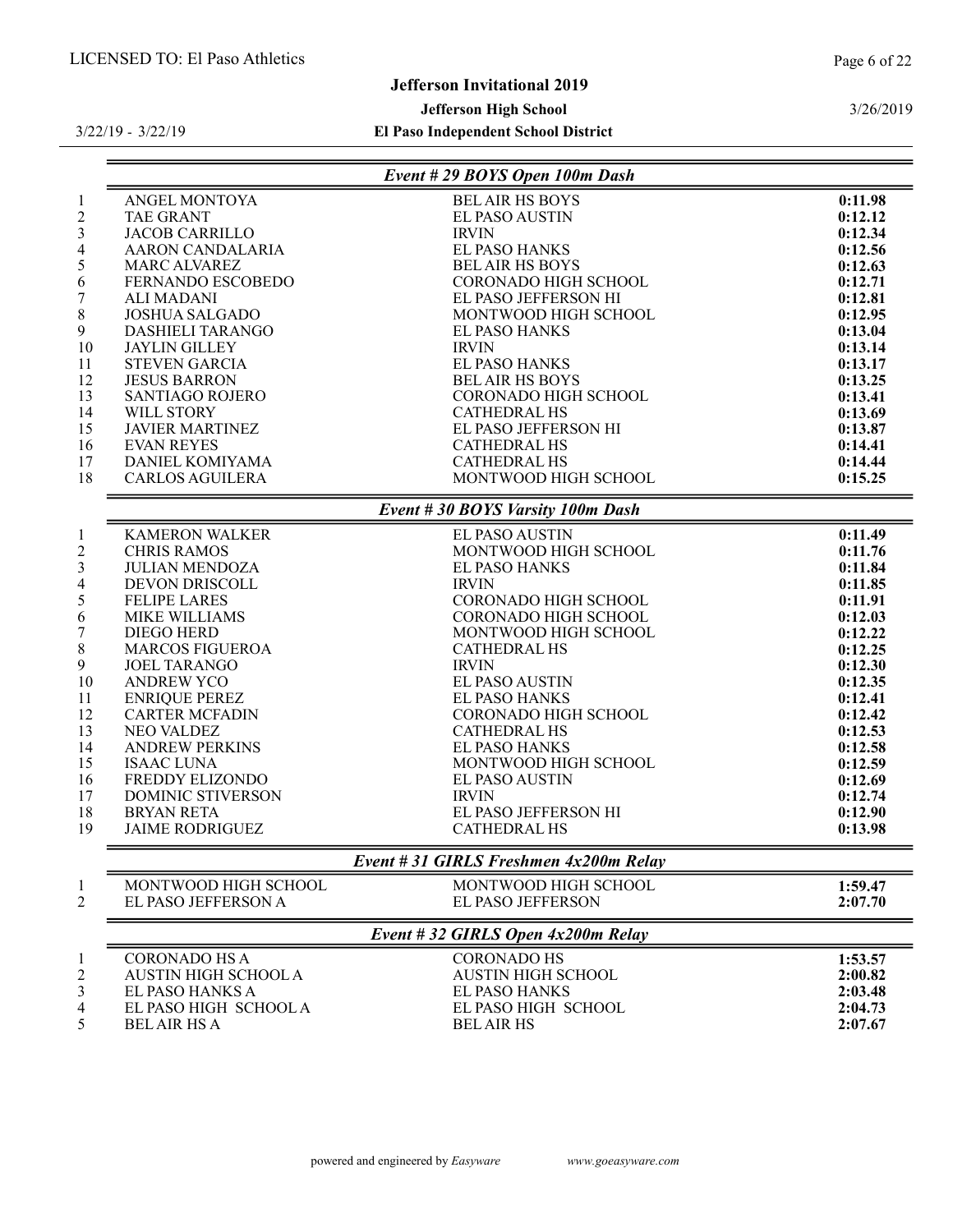LICENSED TO: El Paso Athletics

# Jefferson Invitational 2019

**Jefferson High School**

**El Paso Independent School District**

3/22/19 - 3/22/19

3/26/2019

## Event # 29 BOYS Open 100m Dash

| Place | Name | School | Time |
|---|---|---|---|
| 1 | ANGEL MONTOYA | BEL AIR HS BOYS | **0:11.98** |
| 2 | TAE GRANT | EL PASO AUSTIN | **0:12.12** |
| 3 | JACOB CARRILLO | IRVIN | **0:12.34** |
| 4 | AARON CANDALARIA | EL PASO HANKS | **0:12.56** |
| 5 | MARC ALVAREZ | BEL AIR HS BOYS | **0:12.63** |
| 6 | FERNANDO ESCOBEDO | CORONADO HIGH SCHOOL | **0:12.71** |
| 7 | ALI MADANI | EL PASO JEFFERSON HI | **0:12.81** |
| 8 | JOSHUA SALGADO | MONTWOOD HIGH SCHOOL | **0:12.95** |
| 9 | DASHIELI TARANGO | EL PASO HANKS | **0:13.04** |
| 10 | JAYLIN GILLEY | IRVIN | **0:13.14** |
| 11 | STEVEN GARCIA | EL PASO HANKS | **0:13.17** |
| 12 | JESUS BARRON | BEL AIR HS BOYS | **0:13.25** |
| 13 | SANTIAGO ROJERO | CORONADO HIGH SCHOOL | **0:13.41** |
| 14 | WILL STORY | CATHEDRAL HS | **0:13.69** |
| 15 | JAVIER MARTINEZ | EL PASO JEFFERSON HI | **0:13.87** |
| 16 | EVAN REYES | CATHEDRAL HS | **0:14.41** |
| 17 | DANIEL KOMIYAMA | CATHEDRAL HS | **0:14.44** |
| 18 | CARLOS AGUILERA | MONTWOOD HIGH SCHOOL | **0:15.25** |

## Event # 30 BOYS Varsity 100m Dash

| Place | Name | School | Time |
|---|---|---|---|
| 1 | KAMERON WALKER | EL PASO AUSTIN | **0:11.49** |
| 2 | CHRIS RAMOS | MONTWOOD HIGH SCHOOL | **0:11.76** |
| 3 | JULIAN MENDOZA | EL PASO HANKS | **0:11.84** |
| 4 | DEVON DRISCOLL | IRVIN | **0:11.85** |
| 5 | FELIPE LARES | CORONADO HIGH SCHOOL | **0:11.91** |
| 6 | MIKE WILLIAMS | CORONADO HIGH SCHOOL | **0:12.03** |
| 7 | DIEGO HERD | MONTWOOD HIGH SCHOOL | **0:12.22** |
| 8 | MARCOS FIGUEROA | CATHEDRAL HS | **0:12.25** |
| 9 | JOEL TARANGO | IRVIN | **0:12.30** |
| 10 | ANDREW YCO | EL PASO AUSTIN | **0:12.35** |
| 11 | ENRIQUE PEREZ | EL PASO HANKS | **0:12.41** |
| 12 | CARTER MCFADIN | CORONADO HIGH SCHOOL | **0:12.42** |
| 13 | NEO VALDEZ | CATHEDRAL HS | **0:12.53** |
| 14 | ANDREW PERKINS | EL PASO HANKS | **0:12.58** |
| 15 | ISAAC LUNA | MONTWOOD HIGH SCHOOL | **0:12.59** |
| 16 | FREDDY ELIZONDO | EL PASO AUSTIN | **0:12.69** |
| 17 | DOMINIC STIVERSON | IRVIN | **0:12.74** |
| 18 | BRYAN RETA | EL PASO JEFFERSON HI | **0:12.90** |
| 19 | JAIME RODRIGUEZ | CATHEDRAL HS | **0:13.98** |

## Event # 31 GIRLS Freshmen 4x200m Relay

| Place | Team | School | Time |
|---|---|---|---|
| 1 | MONTWOOD HIGH SCHOOL | MONTWOOD HIGH SCHOOL | **1:59.47** |
| 2 | EL PASO JEFFERSON A | EL PASO JEFFERSON | **2:07.70** |

## Event # 32 GIRLS Open 4x200m Relay

| Place | Team | School | Time |
|---|---|---|---|
| 1 | CORONADO HS A | CORONADO HS | **1:53.57** |
| 2 | AUSTIN HIGH SCHOOL A | AUSTIN HIGH SCHOOL | **2:00.82** |
| 3 | EL PASO HANKS A | EL PASO HANKS | **2:03.48** |
| 4 | EL PASO HIGH SCHOOL A | EL PASO HIGH SCHOOL | **2:04.73** |
| 5 | BEL AIR HS A | BEL AIR HS | **2:07.67** |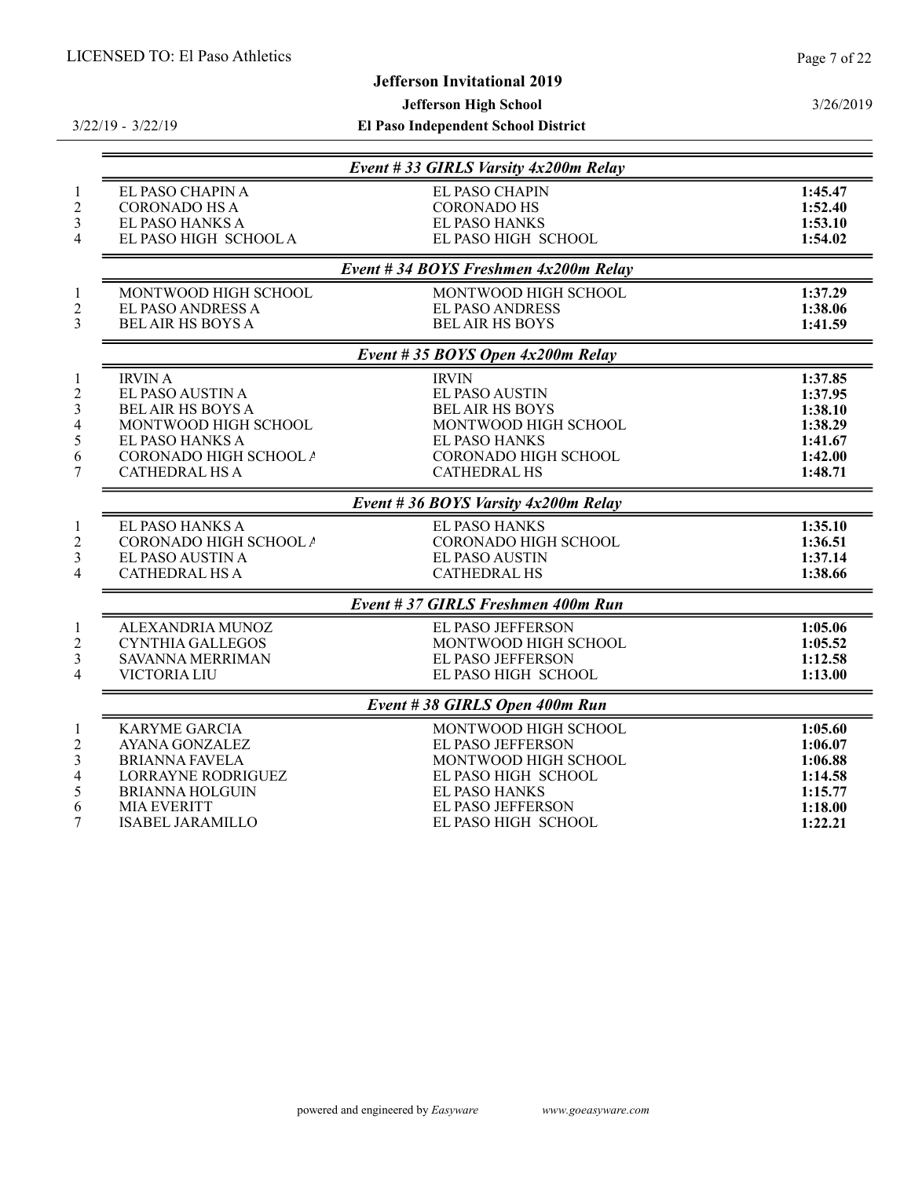# Jefferson Invitational 2019

**Jefferson High School**

**El Paso Independent School District**

3/22/19 - 3/22/19

3/26/2019

### Event # 33 GIRLS Varsity 4x200m Relay

| Place | Team | School | Time |
| --- | --- | --- | --- |
| 1 | EL PASO CHAPIN A | EL PASO CHAPIN | **1:45.47** |
| 2 | CORONADO HS A | CORONADO HS | **1:52.40** |
| 3 | EL PASO HANKS A | EL PASO HANKS | **1:53.10** |
| 4 | EL PASO HIGH SCHOOL A | EL PASO HIGH SCHOOL | **1:54.02** |

### Event # 34 BOYS Freshmen 4x200m Relay

| Place | Team | School | Time |
| --- | --- | --- | --- |
| 1 | MONTWOOD HIGH SCHOOL | MONTWOOD HIGH SCHOOL | **1:37.29** |
| 2 | EL PASO ANDRESS A | EL PASO ANDRESS | **1:38.06** |
| 3 | BEL AIR HS BOYS A | BEL AIR HS BOYS | **1:41.59** |

### Event # 35 BOYS Open 4x200m Relay

| Place | Team | School | Time |
| --- | --- | --- | --- |
| 1 | IRVIN A | IRVIN | **1:37.85** |
| 2 | EL PASO AUSTIN A | EL PASO AUSTIN | **1:37.95** |
| 3 | BEL AIR HS BOYS A | BEL AIR HS BOYS | **1:38.10** |
| 4 | MONTWOOD HIGH SCHOOL | MONTWOOD HIGH SCHOOL | **1:38.29** |
| 5 | EL PASO HANKS A | EL PASO HANKS | **1:41.67** |
| 6 | CORONADO HIGH SCHOOL A | CORONADO HIGH SCHOOL | **1:42.00** |
| 7 | CATHEDRAL HS A | CATHEDRAL HS | **1:48.71** |

### Event # 36 BOYS Varsity 4x200m Relay

| Place | Team | School | Time |
| --- | --- | --- | --- |
| 1 | EL PASO HANKS A | EL PASO HANKS | **1:35.10** |
| 2 | CORONADO HIGH SCHOOL A | CORONADO HIGH SCHOOL | **1:36.51** |
| 3 | EL PASO AUSTIN A | EL PASO AUSTIN | **1:37.14** |
| 4 | CATHEDRAL HS A | CATHEDRAL HS | **1:38.66** |

### Event # 37 GIRLS Freshmen 400m Run

| Place | Name | School | Time |
| --- | --- | --- | --- |
| 1 | ALEXANDRIA MUNOZ | EL PASO JEFFERSON | **1:05.06** |
| 2 | CYNTHIA GALLEGOS | MONTWOOD HIGH SCHOOL | **1:05.52** |
| 3 | SAVANNA MERRIMAN | EL PASO JEFFERSON | **1:12.58** |
| 4 | VICTORIA LIU | EL PASO HIGH SCHOOL | **1:13.00** |

### Event # 38 GIRLS Open 400m Run

| Place | Name | School | Time |
| --- | --- | --- | --- |
| 1 | KARYME GARCIA | MONTWOOD HIGH SCHOOL | **1:05.60** |
| 2 | AYANA GONZALEZ | EL PASO JEFFERSON | **1:06.07** |
| 3 | BRIANNA FAVELA | MONTWOOD HIGH SCHOOL | **1:06.88** |
| 4 | LORRAYNE RODRIGUEZ | EL PASO HIGH SCHOOL | **1:14.58** |
| 5 | BRIANNA HOLGUIN | EL PASO HANKS | **1:15.77** |
| 6 | MIA EVERITT | EL PASO JEFFERSON | **1:18.00** |
| 7 | ISABEL JARAMILLO | EL PASO HIGH SCHOOL | **1:22.21** |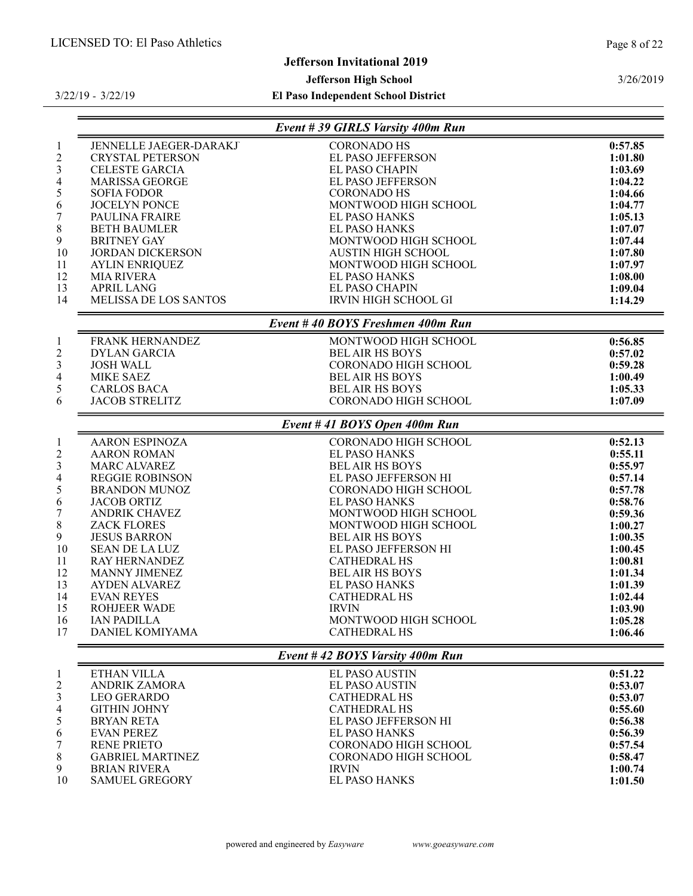### Event # 39 GIRLS Varsity 400m Run

| Place | Name | School | Time |
|---|---|---|---|
| 1 | JENNELLE JAEGER-DARAKJ | CORONADO HS | **0:57.85** |
| 2 | CRYSTAL PETERSON | EL PASO JEFFERSON | **1:01.80** |
| 3 | CELESTE GARCIA | EL PASO CHAPIN | **1:03.69** |
| 4 | MARISSA GEORGE | EL PASO JEFFERSON | **1:04.22** |
| 5 | SOFIA FODOR | CORONADO HS | **1:04.66** |
| 6 | JOCELYN PONCE | MONTWOOD HIGH SCHOOL | **1:04.77** |
| 7 | PAULINA FRAIRE | EL PASO HANKS | **1:05.13** |
| 8 | BETH BAUMLER | EL PASO HANKS | **1:07.07** |
| 9 | BRITNEY GAY | MONTWOOD HIGH SCHOOL | **1:07.44** |
| 10 | JORDAN DICKERSON | AUSTIN HIGH SCHOOL | **1:07.80** |
| 11 | AYLIN ENRIQUEZ | MONTWOOD HIGH SCHOOL | **1:07.97** |
| 12 | MIA RIVERA | EL PASO HANKS | **1:08.00** |
| 13 | APRIL LANG | EL PASO CHAPIN | **1:09.04** |
| 14 | MELISSA DE LOS SANTOS | IRVIN HIGH SCHOOL GI | **1:14.29** |

### Event # 40 BOYS Freshmen 400m Run

| Place | Name | School | Time |
|---|---|---|---|
| 1 | FRANK HERNANDEZ | MONTWOOD HIGH SCHOOL | **0:56.85** |
| 2 | DYLAN GARCIA | BEL AIR HS BOYS | **0:57.02** |
| 3 | JOSH WALL | CORONADO HIGH SCHOOL | **0:59.28** |
| 4 | MIKE SAEZ | BEL AIR HS BOYS | **1:00.49** |
| 5 | CARLOS BACA | BEL AIR HS BOYS | **1:05.33** |
| 6 | JACOB STRELITZ | CORONADO HIGH SCHOOL | **1:07.09** |

### Event # 41 BOYS Open 400m Run

| Place | Name | School | Time |
|---|---|---|---|
| 1 | AARON ESPINOZA | CORONADO HIGH SCHOOL | **0:52.13** |
| 2 | AARON ROMAN | EL PASO HANKS | **0:55.11** |
| 3 | MARC ALVAREZ | BEL AIR HS BOYS | **0:55.97** |
| 4 | REGGIE ROBINSON | EL PASO JEFFERSON HI | **0:57.14** |
| 5 | BRANDON MUNOZ | CORONADO HIGH SCHOOL | **0:57.78** |
| 6 | JACOB ORTIZ | EL PASO HANKS | **0:58.76** |
| 7 | ANDRIK CHAVEZ | MONTWOOD HIGH SCHOOL | **0:59.36** |
| 8 | ZACK FLORES | MONTWOOD HIGH SCHOOL | **1:00.27** |
| 9 | JESUS BARRON | BEL AIR HS BOYS | **1:00.35** |
| 10 | SEAN DE LA LUZ | EL PASO JEFFERSON HI | **1:00.45** |
| 11 | RAY HERNANDEZ | CATHEDRAL HS | **1:00.81** |
| 12 | MANNY JIMENEZ | BEL AIR HS BOYS | **1:01.34** |
| 13 | AYDEN ALVAREZ | EL PASO HANKS | **1:01.39** |
| 14 | EVAN REYES | CATHEDRAL HS | **1:02.44** |
| 15 | ROHJEER WADE | IRVIN | **1:03.90** |
| 16 | IAN PADILLA | MONTWOOD HIGH SCHOOL | **1:05.28** |
| 17 | DANIEL KOMIYAMA | CATHEDRAL HS | **1:06.46** |

### Event # 42 BOYS Varsity 400m Run

| Place | Name | School | Time |
|---|---|---|---|
| 1 | ETHAN VILLA | EL PASO AUSTIN | **0:51.22** |
| 2 | ANDRIK ZAMORA | EL PASO AUSTIN | **0:53.07** |
| 3 | LEO GERARDO | CATHEDRAL HS | **0:53.07** |
| 4 | GITHIN JOHNY | CATHEDRAL HS | **0:55.60** |
| 5 | BRYAN RETA | EL PASO JEFFERSON HI | **0:56.38** |
| 6 | EVAN PEREZ | EL PASO HANKS | **0:56.39** |
| 7 | RENE PRIETO | CORONADO HIGH SCHOOL | **0:57.54** |
| 8 | GABRIEL MARTINEZ | CORONADO HIGH SCHOOL | **0:58.47** |
| 9 | BRIAN RIVERA | IRVIN | **1:00.74** |
| 10 | SAMUEL GREGORY | EL PASO HANKS | **1:01.50** |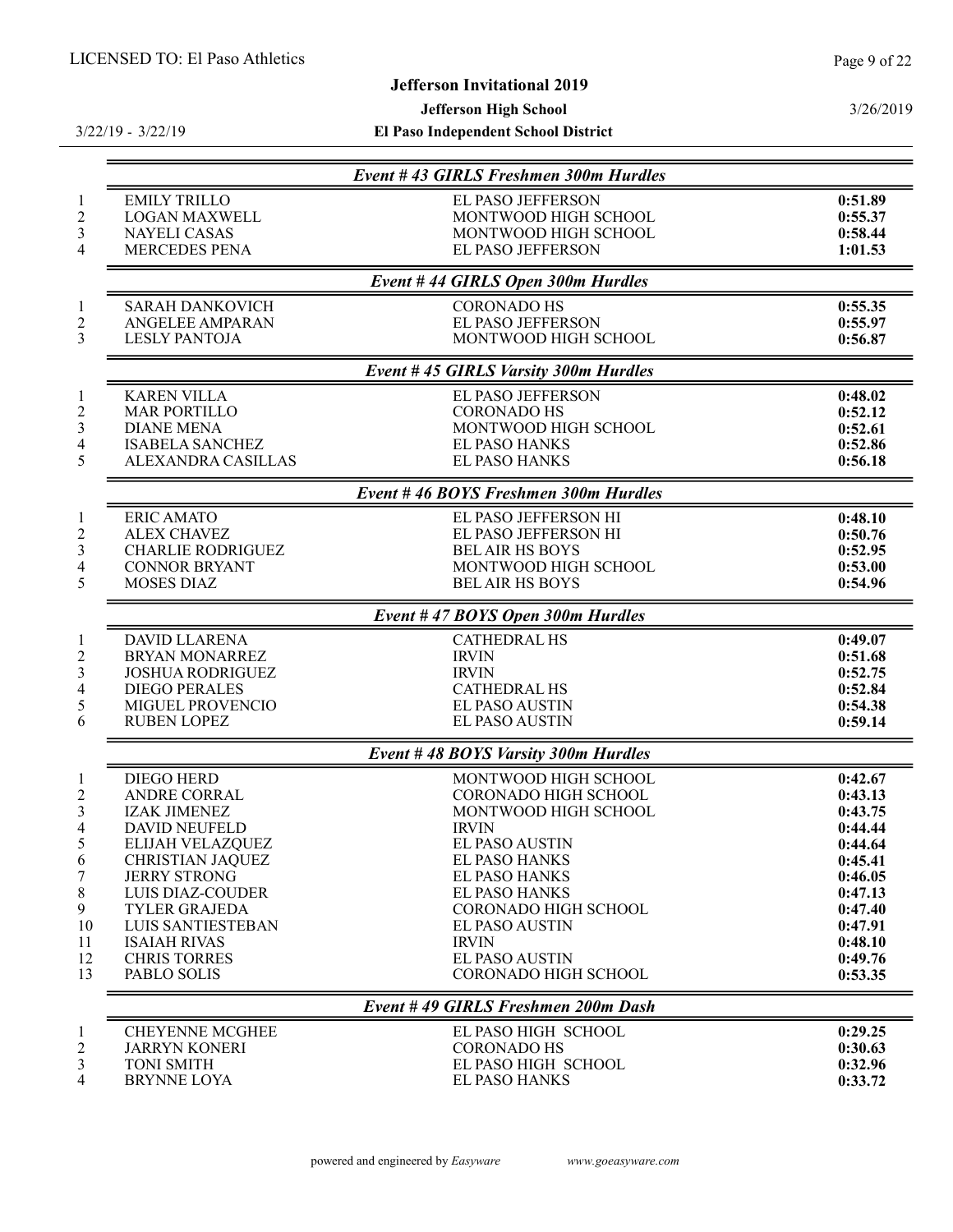## Event # 43 GIRLS Freshmen 300m Hurdles

| Place | Name | School | Time |
|---|---|---|---|
| 1 | EMILY TRILLO | EL PASO JEFFERSON | 0:51.89 |
| 2 | LOGAN MAXWELL | MONTWOOD HIGH SCHOOL | 0:55.37 |
| 3 | NAYELI CASAS | MONTWOOD HIGH SCHOOL | 0:58.44 |
| 4 | MERCEDES PENA | EL PASO JEFFERSON | 1:01.53 |

## Event # 44 GIRLS Open 300m Hurdles

| Place | Name | School | Time |
|---|---|---|---|
| 1 | SARAH DANKOVICH | CORONADO HS | 0:55.35 |
| 2 | ANGELEE AMPARAN | EL PASO JEFFERSON | 0:55.97 |
| 3 | LESLY PANTOJA | MONTWOOD HIGH SCHOOL | 0:56.87 |

## Event # 45 GIRLS Varsity 300m Hurdles

| Place | Name | School | Time |
|---|---|---|---|
| 1 | KAREN VILLA | EL PASO JEFFERSON | 0:48.02 |
| 2 | MAR PORTILLO | CORONADO HS | 0:52.12 |
| 3 | DIANE MENA | MONTWOOD HIGH SCHOOL | 0:52.61 |
| 4 | ISABELA SANCHEZ | EL PASO HANKS | 0:52.86 |
| 5 | ALEXANDRA CASILLAS | EL PASO HANKS | 0:56.18 |

## Event # 46 BOYS Freshmen 300m Hurdles

| Place | Name | School | Time |
|---|---|---|---|
| 1 | ERIC AMATO | EL PASO JEFFERSON HI | 0:48.10 |
| 2 | ALEX CHAVEZ | EL PASO JEFFERSON HI | 0:50.76 |
| 3 | CHARLIE RODRIGUEZ | BEL AIR HS BOYS | 0:52.95 |
| 4 | CONNOR BRYANT | MONTWOOD HIGH SCHOOL | 0:53.00 |
| 5 | MOSES DIAZ | BEL AIR HS BOYS | 0:54.96 |

## Event # 47 BOYS Open 300m Hurdles

| Place | Name | School | Time |
|---|---|---|---|
| 1 | DAVID LLARENA | CATHEDRAL HS | 0:49.07 |
| 2 | BRYAN MONARREZ | IRVIN | 0:51.68 |
| 3 | JOSHUA RODRIGUEZ | IRVIN | 0:52.75 |
| 4 | DIEGO PERALES | CATHEDRAL HS | 0:52.84 |
| 5 | MIGUEL PROVENCIO | EL PASO AUSTIN | 0:54.38 |
| 6 | RUBEN LOPEZ | EL PASO AUSTIN | 0:59.14 |

## Event # 48 BOYS Varsity 300m Hurdles

| Place | Name | School | Time |
|---|---|---|---|
| 1 | DIEGO HERD | MONTWOOD HIGH SCHOOL | 0:42.67 |
| 2 | ANDRE CORRAL | CORONADO HIGH SCHOOL | 0:43.13 |
| 3 | IZAK JIMENEZ | MONTWOOD HIGH SCHOOL | 0:43.75 |
| 4 | DAVID NEUFELD | IRVIN | 0:44.44 |
| 5 | ELIJAH VELAZQUEZ | EL PASO AUSTIN | 0:44.64 |
| 6 | CHRISTIAN JAQUEZ | EL PASO HANKS | 0:45.41 |
| 7 | JERRY STRONG | EL PASO HANKS | 0:46.05 |
| 8 | LUIS DIAZ-COUDER | EL PASO HANKS | 0:47.13 |
| 9 | TYLER GRAJEDA | CORONADO HIGH SCHOOL | 0:47.40 |
| 10 | LUIS SANTIESTEBAN | EL PASO AUSTIN | 0:47.91 |
| 11 | ISAIAH RIVAS | IRVIN | 0:48.10 |
| 12 | CHRIS TORRES | EL PASO AUSTIN | 0:49.76 |
| 13 | PABLO SOLIS | CORONADO HIGH SCHOOL | 0:53.35 |

## Event # 49 GIRLS Freshmen 200m Dash

| Place | Name | School | Time |
|---|---|---|---|
| 1 | CHEYENNE MCGHEE | EL PASO HIGH SCHOOL | 0:29.25 |
| 2 | JARRYN KONERI | CORONADO HS | 0:30.63 |
| 3 | TONI SMITH | EL PASO HIGH SCHOOL | 0:32.96 |
| 4 | BRYNNE LOYA | EL PASO HANKS | 0:33.72 |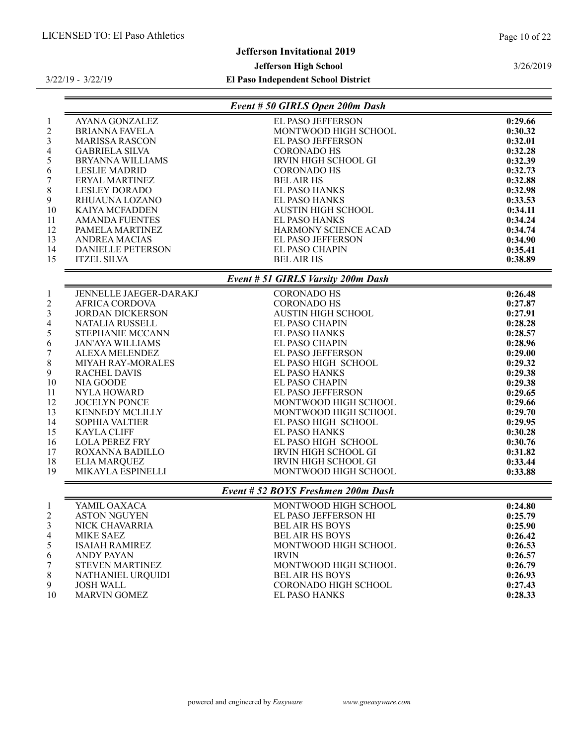### Event # 50 GIRLS Open 200m Dash

| Place | Name | School | Time |
|---|---|---|---|
| 1 | AYANA GONZALEZ | EL PASO JEFFERSON | **0:29.66** |
| 2 | BRIANNA FAVELA | MONTWOOD HIGH SCHOOL | **0:30.32** |
| 3 | MARISSA RASCON | EL PASO JEFFERSON | **0:32.01** |
| 4 | GABRIELA SILVA | CORONADO HS | **0:32.28** |
| 5 | BRYANNA WILLIAMS | IRVIN HIGH SCHOOL GI | **0:32.39** |
| 6 | LESLIE MADRID | CORONADO HS | **0:32.73** |
| 7 | ERYAL MARTINEZ | BEL AIR HS | **0:32.88** |
| 8 | LESLEY DORADO | EL PASO HANKS | **0:32.98** |
| 9 | RHUAUNA LOZANO | EL PASO HANKS | **0:33.53** |
| 10 | KAIYA MCFADDEN | AUSTIN HIGH SCHOOL | **0:34.11** |
| 11 | AMANDA FUENTES | EL PASO HANKS | **0:34.24** |
| 12 | PAMELA MARTINEZ | HARMONY SCIENCE ACAD | **0:34.74** |
| 13 | ANDREA MACIAS | EL PASO JEFFERSON | **0:34.90** |
| 14 | DANIELLE PETERSON | EL PASO CHAPIN | **0:35.41** |
| 15 | ITZEL SILVA | BEL AIR HS | **0:38.89** |

### Event # 51 GIRLS Varsity 200m Dash

| Place | Name | School | Time |
|---|---|---|---|
| 1 | JENNELLE JAEGER-DARAKJ | CORONADO HS | **0:26.48** |
| 2 | AFRICA CORDOVA | CORONADO HS | **0:27.87** |
| 3 | JORDAN DICKERSON | AUSTIN HIGH SCHOOL | **0:27.91** |
| 4 | NATALIA RUSSELL | EL PASO CHAPIN | **0:28.28** |
| 5 | STEPHANIE MCCANN | EL PASO HANKS | **0:28.57** |
| 6 | JAN'AYA WILLIAMS | EL PASO CHAPIN | **0:28.96** |
| 7 | ALEXA MELENDEZ | EL PASO JEFFERSON | **0:29.00** |
| 8 | MIYAH RAY-MORALES | EL PASO HIGH SCHOOL | **0:29.32** |
| 9 | RACHEL DAVIS | EL PASO HANKS | **0:29.38** |
| 10 | NIA GOODE | EL PASO CHAPIN | **0:29.38** |
| 11 | NYLA HOWARD | EL PASO JEFFERSON | **0:29.65** |
| 12 | JOCELYN PONCE | MONTWOOD HIGH SCHOOL | **0:29.66** |
| 13 | KENNEDY MCLILLY | MONTWOOD HIGH SCHOOL | **0:29.70** |
| 14 | SOPHIA VALTIER | EL PASO HIGH SCHOOL | **0:29.95** |
| 15 | KAYLA CLIFF | EL PASO HANKS | **0:30.28** |
| 16 | LOLA PEREZ FRY | EL PASO HIGH SCHOOL | **0:30.76** |
| 17 | ROXANNA BADILLO | IRVIN HIGH SCHOOL GI | **0:31.82** |
| 18 | ELIA MARQUEZ | IRVIN HIGH SCHOOL GI | **0:33.44** |
| 19 | MIKAYLA ESPINELLI | MONTWOOD HIGH SCHOOL | **0:33.88** |

### Event # 52 BOYS Freshmen 200m Dash

| Place | Name | School | Time |
|---|---|---|---|
| 1 | YAMIL OAXACA | MONTWOOD HIGH SCHOOL | **0:24.80** |
| 2 | ASTON NGUYEN | EL PASO JEFFERSON HI | **0:25.79** |
| 3 | NICK CHAVARRIA | BEL AIR HS BOYS | **0:25.90** |
| 4 | MIKE SAEZ | BEL AIR HS BOYS | **0:26.42** |
| 5 | ISAIAH RAMIREZ | MONTWOOD HIGH SCHOOL | **0:26.53** |
| 6 | ANDY PAYAN | IRVIN | **0:26.57** |
| 7 | STEVEN MARTINEZ | MONTWOOD HIGH SCHOOL | **0:26.79** |
| 8 | NATHANIEL URQUIDI | BEL AIR HS BOYS | **0:26.93** |
| 9 | JOSH WALL | CORONADO HIGH SCHOOL | **0:27.43** |
| 10 | MARVIN GOMEZ | EL PASO HANKS | **0:28.33** |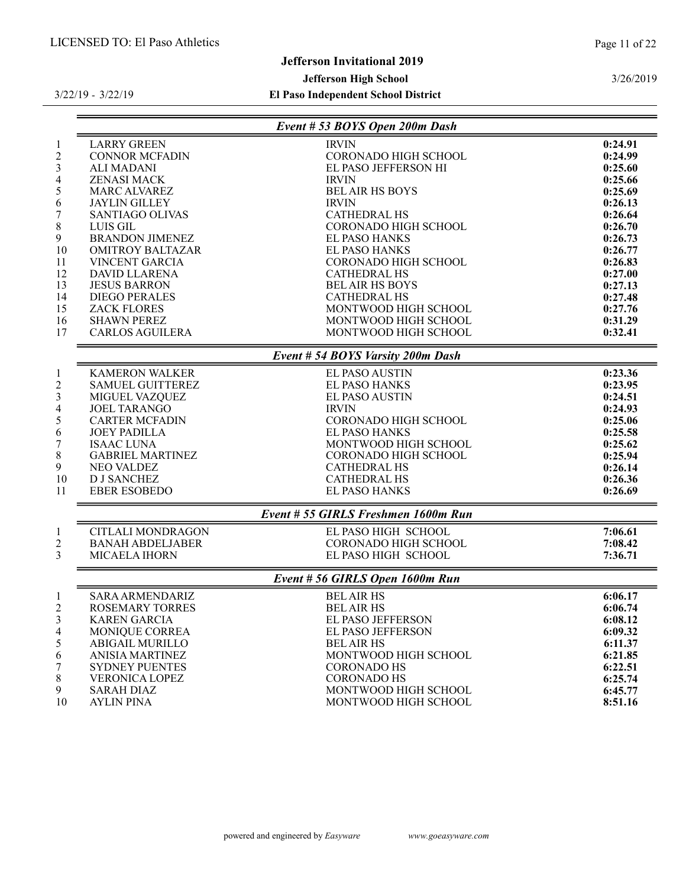Jefferson Invitational 2019

Jefferson High School

3/22/19 - 3/22/19

El Paso Independent School District

3/26/2019

## Event # 53 BOYS Open 200m Dash

| | | | |
|---|---|---|---|
| 1 | LARRY GREEN | IRVIN | **0:24.91** |
| 2 | CONNOR MCFADIN | CORONADO HIGH SCHOOL | **0:24.99** |
| 3 | ALI MADANI | EL PASO JEFFERSON HI | **0:25.60** |
| 4 | ZENASI MACK | IRVIN | **0:25.66** |
| 5 | MARC ALVAREZ | BEL AIR HS BOYS | **0:25.69** |
| 6 | JAYLIN GILLEY | IRVIN | **0:26.13** |
| 7 | SANTIAGO OLIVAS | CATHEDRAL HS | **0:26.64** |
| 8 | LUIS GIL | CORONADO HIGH SCHOOL | **0:26.70** |
| 9 | BRANDON JIMENEZ | EL PASO HANKS | **0:26.73** |
| 10 | OMITROY BALTAZAR | EL PASO HANKS | **0:26.77** |
| 11 | VINCENT GARCIA | CORONADO HIGH SCHOOL | **0:26.83** |
| 12 | DAVID LLARENA | CATHEDRAL HS | **0:27.00** |
| 13 | JESUS BARRON | BEL AIR HS BOYS | **0:27.13** |
| 14 | DIEGO PERALES | CATHEDRAL HS | **0:27.48** |
| 15 | ZACK FLORES | MONTWOOD HIGH SCHOOL | **0:27.76** |
| 16 | SHAWN PEREZ | MONTWOOD HIGH SCHOOL | **0:31.29** |
| 17 | CARLOS AGUILERA | MONTWOOD HIGH SCHOOL | **0:32.41** |

## Event # 54 BOYS Varsity 200m Dash

| | | | |
|---|---|---|---|
| 1 | KAMERON WALKER | EL PASO AUSTIN | **0:23.36** |
| 2 | SAMUEL GUITTEREZ | EL PASO HANKS | **0:23.95** |
| 3 | MIGUEL VAZQUEZ | EL PASO AUSTIN | **0:24.51** |
| 4 | JOEL TARANGO | IRVIN | **0:24.93** |
| 5 | CARTER MCFADIN | CORONADO HIGH SCHOOL | **0:25.06** |
| 6 | JOEY PADILLA | EL PASO HANKS | **0:25.58** |
| 7 | ISAAC LUNA | MONTWOOD HIGH SCHOOL | **0:25.62** |
| 8 | GABRIEL MARTINEZ | CORONADO HIGH SCHOOL | **0:25.94** |
| 9 | NEO VALDEZ | CATHEDRAL HS | **0:26.14** |
| 10 | D J SANCHEZ | CATHEDRAL HS | **0:26.36** |
| 11 | EBER ESOBEDO | EL PASO HANKS | **0:26.69** |

## Event # 55 GIRLS Freshmen 1600m Run

| | | | |
|---|---|---|---|
| 1 | CITLALI MONDRAGON | EL PASO HIGH SCHOOL | **7:06.61** |
| 2 | BANAH ABDELJABER | CORONADO HIGH SCHOOL | **7:08.42** |
| 3 | MICAELA IHORN | EL PASO HIGH SCHOOL | **7:36.71** |

## Event # 56 GIRLS Open 1600m Run

| | | | |
|---|---|---|---|
| 1 | SARA ARMENDARIZ | BEL AIR HS | **6:06.17** |
| 2 | ROSEMARY TORRES | BEL AIR HS | **6:06.74** |
| 3 | KAREN GARCIA | EL PASO JEFFERSON | **6:08.12** |
| 4 | MONIQUE CORREA | EL PASO JEFFERSON | **6:09.32** |
| 5 | ABIGAIL MURILLO | BEL AIR HS | **6:11.37** |
| 6 | ANISIA MARTINEZ | MONTWOOD HIGH SCHOOL | **6:21.85** |
| 7 | SYDNEY PUENTES | CORONADO HS | **6:22.51** |
| 8 | VERONICA LOPEZ | CORONADO HS | **6:25.74** |
| 9 | SARAH DIAZ | MONTWOOD HIGH SCHOOL | **6:45.77** |
| 10 | AYLIN PINA | MONTWOOD HIGH SCHOOL | **8:51.16** |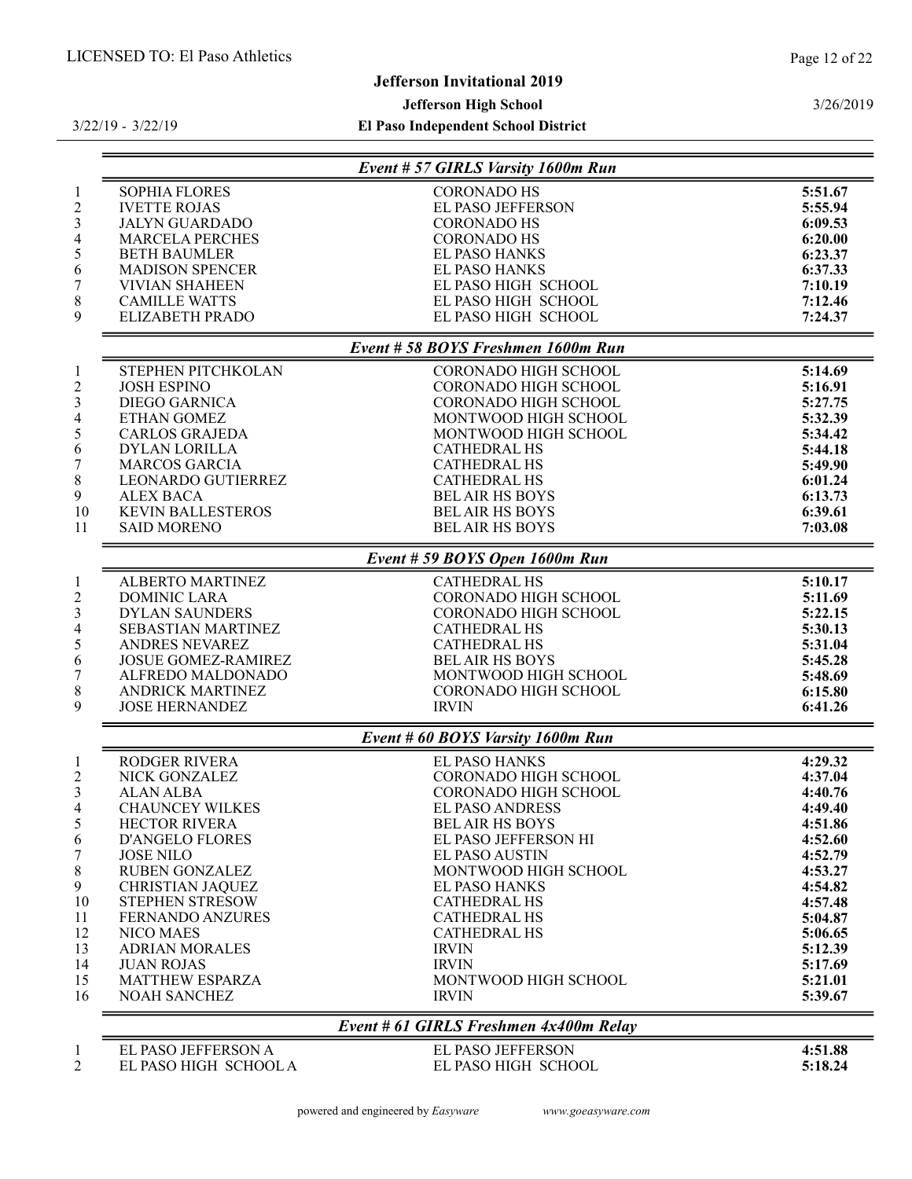LICENSED TO: El Paso Athletics

**Jefferson Invitational 2019**

**Jefferson High School**

**El Paso Independent School District**

3/22/19 - 3/22/19

3/26/2019

### *Event # 57 GIRLS Varsity 1600m Run*

| Place | Name | School | Time |
|---|---|---|---|
| 1 | SOPHIA FLORES | CORONADO HS | **5:51.67** |
| 2 | IVETTE ROJAS | EL PASO JEFFERSON | **5:55.94** |
| 3 | JALYN GUARDADO | CORONADO HS | **6:09.53** |
| 4 | MARCELA PERCHES | CORONADO HS | **6:20.00** |
| 5 | BETH BAUMLER | EL PASO HANKS | **6:23.37** |
| 6 | MADISON SPENCER | EL PASO HANKS | **6:37.33** |
| 7 | VIVIAN SHAHEEN | EL PASO HIGH SCHOOL | **7:10.19** |
| 8 | CAMILLE WATTS | EL PASO HIGH SCHOOL | **7:12.46** |
| 9 | ELIZABETH PRADO | EL PASO HIGH SCHOOL | **7:24.37** |

### *Event # 58 BOYS Freshmen 1600m Run*

| Place | Name | School | Time |
|---|---|---|---|
| 1 | STEPHEN PITCHKOLAN | CORONADO HIGH SCHOOL | **5:14.69** |
| 2 | JOSH ESPINO | CORONADO HIGH SCHOOL | **5:16.91** |
| 3 | DIEGO GARNICA | CORONADO HIGH SCHOOL | **5:27.75** |
| 4 | ETHAN GOMEZ | MONTWOOD HIGH SCHOOL | **5:32.39** |
| 5 | CARLOS GRAJEDA | MONTWOOD HIGH SCHOOL | **5:34.42** |
| 6 | DYLAN LORILLA | CATHEDRAL HS | **5:44.18** |
| 7 | MARCOS GARCIA | CATHEDRAL HS | **5:49.90** |
| 8 | LEONARDO GUTIERREZ | CATHEDRAL HS | **6:01.24** |
| 9 | ALEX BACA | BEL AIR HS BOYS | **6:13.73** |
| 10 | KEVIN BALLESTEROS | BEL AIR HS BOYS | **6:39.61** |
| 11 | SAID MORENO | BEL AIR HS BOYS | **7:03.08** |

### *Event # 59 BOYS Open 1600m Run*

| Place | Name | School | Time |
|---|---|---|---|
| 1 | ALBERTO MARTINEZ | CATHEDRAL HS | **5:10.17** |
| 2 | DOMINIC LARA | CORONADO HIGH SCHOOL | **5:11.69** |
| 3 | DYLAN SAUNDERS | CORONADO HIGH SCHOOL | **5:22.15** |
| 4 | SEBASTIAN MARTINEZ | CATHEDRAL HS | **5:30.13** |
| 5 | ANDRES NEVAREZ | CATHEDRAL HS | **5:31.04** |
| 6 | JOSUE GOMEZ-RAMIREZ | BEL AIR HS BOYS | **5:45.28** |
| 7 | ALFREDO MALDONADO | MONTWOOD HIGH SCHOOL | **5:48.69** |
| 8 | ANDRICK MARTINEZ | CORONADO HIGH SCHOOL | **6:15.80** |
| 9 | JOSE HERNANDEZ | IRVIN | **6:41.26** |

### *Event # 60 BOYS Varsity 1600m Run*

| Place | Name | School | Time |
|---|---|---|---|
| 1 | RODGER RIVERA | EL PASO HANKS | **4:29.32** |
| 2 | NICK GONZALEZ | CORONADO HIGH SCHOOL | **4:37.04** |
| 3 | ALAN ALBA | CORONADO HIGH SCHOOL | **4:40.76** |
| 4 | CHAUNCEY WILKES | EL PASO ANDRESS | **4:49.40** |
| 5 | HECTOR RIVERA | BEL AIR HS BOYS | **4:51.86** |
| 6 | D'ANGELO FLORES | EL PASO JEFFERSON HI | **4:52.60** |
| 7 | JOSE NILO | EL PASO AUSTIN | **4:52.79** |
| 8 | RUBEN GONZALEZ | MONTWOOD HIGH SCHOOL | **4:53.27** |
| 9 | CHRISTIAN JAQUEZ | EL PASO HANKS | **4:54.82** |
| 10 | STEPHEN STRESOW | CATHEDRAL HS | **4:57.48** |
| 11 | FERNANDO ANZURES | CATHEDRAL HS | **5:04.87** |
| 12 | NICO MAES | CATHEDRAL HS | **5:06.65** |
| 13 | ADRIAN MORALES | IRVIN | **5:12.39** |
| 14 | JUAN ROJAS | IRVIN | **5:17.69** |
| 15 | MATTHEW ESPARZA | MONTWOOD HIGH SCHOOL | **5:21.01** |
| 16 | NOAH SANCHEZ | IRVIN | **5:39.67** |

### *Event # 61 GIRLS Freshmen 4x400m Relay*

| Place | Team | School | Time |
|---|---|---|---|
| 1 | EL PASO JEFFERSON A | EL PASO JEFFERSON | **4:51.88** |
| 2 | EL PASO HIGH SCHOOL A | EL PASO HIGH SCHOOL | **5:18.24** |

powered and engineered by *Easyware* www.goeasyware.com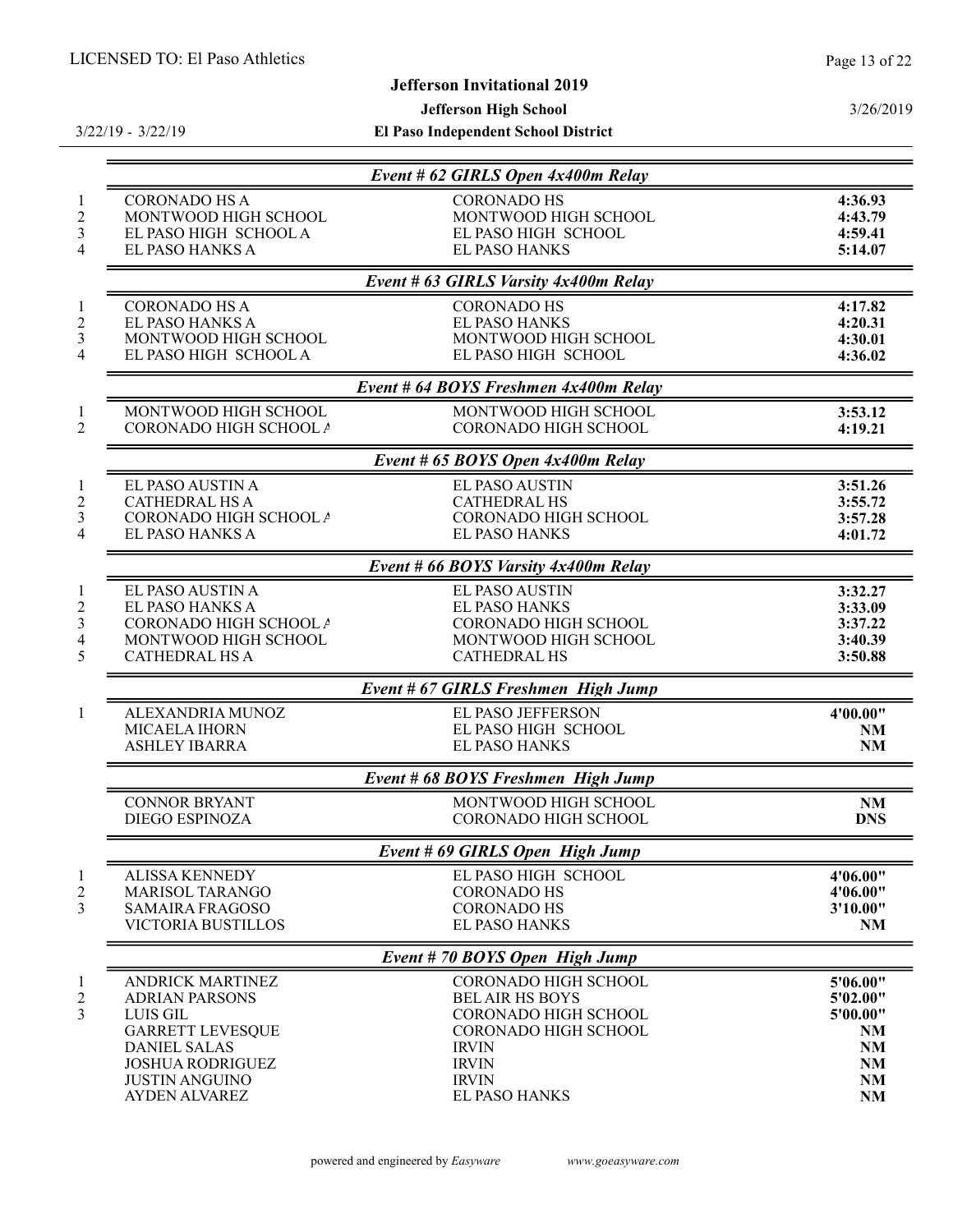LICENSED TO: El Paso Athletics

**Jefferson Invitational 2019**

**Jefferson High School**

**El Paso Independent School District**

3/22/19 - 3/22/19

3/26/2019

### *Event # 62 GIRLS Open 4x400m Relay*

| Place | Team | School | Mark |
|---|---|---|---|
| 1 | CORONADO HS A | CORONADO HS | **4:36.93** |
| 2 | MONTWOOD HIGH SCHOOL | MONTWOOD HIGH SCHOOL | **4:43.79** |
| 3 | EL PASO HIGH SCHOOL A | EL PASO HIGH SCHOOL | **4:59.41** |
| 4 | EL PASO HANKS A | EL PASO HANKS | **5:14.07** |

### *Event # 63 GIRLS Varsity 4x400m Relay*

| Place | Team | School | Mark |
|---|---|---|---|
| 1 | CORONADO HS A | CORONADO HS | **4:17.82** |
| 2 | EL PASO HANKS A | EL PASO HANKS | **4:20.31** |
| 3 | MONTWOOD HIGH SCHOOL | MONTWOOD HIGH SCHOOL | **4:30.01** |
| 4 | EL PASO HIGH SCHOOL A | EL PASO HIGH SCHOOL | **4:36.02** |

### *Event # 64 BOYS Freshmen 4x400m Relay*

| Place | Team | School | Mark |
|---|---|---|---|
| 1 | MONTWOOD HIGH SCHOOL | MONTWOOD HIGH SCHOOL | **3:53.12** |
| 2 | CORONADO HIGH SCHOOL A | CORONADO HIGH SCHOOL | **4:19.21** |

### *Event # 65 BOYS Open 4x400m Relay*

| Place | Team | School | Mark |
|---|---|---|---|
| 1 | EL PASO AUSTIN A | EL PASO AUSTIN | **3:51.26** |
| 2 | CATHEDRAL HS A | CATHEDRAL HS | **3:55.72** |
| 3 | CORONADO HIGH SCHOOL A | CORONADO HIGH SCHOOL | **3:57.28** |
| 4 | EL PASO HANKS A | EL PASO HANKS | **4:01.72** |

### *Event # 66 BOYS Varsity 4x400m Relay*

| Place | Team | School | Mark |
|---|---|---|---|
| 1 | EL PASO AUSTIN A | EL PASO AUSTIN | **3:32.27** |
| 2 | EL PASO HANKS A | EL PASO HANKS | **3:33.09** |
| 3 | CORONADO HIGH SCHOOL A | CORONADO HIGH SCHOOL | **3:37.22** |
| 4 | MONTWOOD HIGH SCHOOL | MONTWOOD HIGH SCHOOL | **3:40.39** |
| 5 | CATHEDRAL HS A | CATHEDRAL HS | **3:50.88** |

### *Event # 67 GIRLS Freshmen High Jump*

| Place | Athlete | School | Mark |
|---|---|---|---|
| 1 | ALEXANDRIA MUNOZ | EL PASO JEFFERSON | **4'00.00"** |
| | MICAELA IHORN | EL PASO HIGH SCHOOL | **NM** |
| | ASHLEY IBARRA | EL PASO HANKS | **NM** |

### *Event # 68 BOYS Freshmen High Jump*

| Place | Athlete | School | Mark |
|---|---|---|---|
| | CONNOR BRYANT | MONTWOOD HIGH SCHOOL | **NM** |
| | DIEGO ESPINOZA | CORONADO HIGH SCHOOL | **DNS** |

### *Event # 69 GIRLS Open High Jump*

| Place | Athlete | School | Mark |
|---|---|---|---|
| 1 | ALISSA KENNEDY | EL PASO HIGH SCHOOL | **4'06.00"** |
| 2 | MARISOL TARANGO | CORONADO HS | **4'06.00"** |
| 3 | SAMAIRA FRAGOSO | CORONADO HS | **3'10.00"** |
| | VICTORIA BUSTILLOS | EL PASO HANKS | **NM** |

### *Event # 70 BOYS Open High Jump*

| Place | Athlete | School | Mark |
|---|---|---|---|
| 1 | ANDRICK MARTINEZ | CORONADO HIGH SCHOOL | **5'06.00"** |
| 2 | ADRIAN PARSONS | BEL AIR HS BOYS | **5'02.00"** |
| 3 | LUIS GIL | CORONADO HIGH SCHOOL | **5'00.00"** |
| | GARRETT LEVESQUE | CORONADO HIGH SCHOOL | **NM** |
| | DANIEL SALAS | IRVIN | **NM** |
| | JOSHUA RODRIGUEZ | IRVIN | **NM** |
| | JUSTIN ANGUINO | IRVIN | **NM** |
| | AYDEN ALVAREZ | EL PASO HANKS | **NM** |

powered and engineered by *Easyware* www.goeasyware.com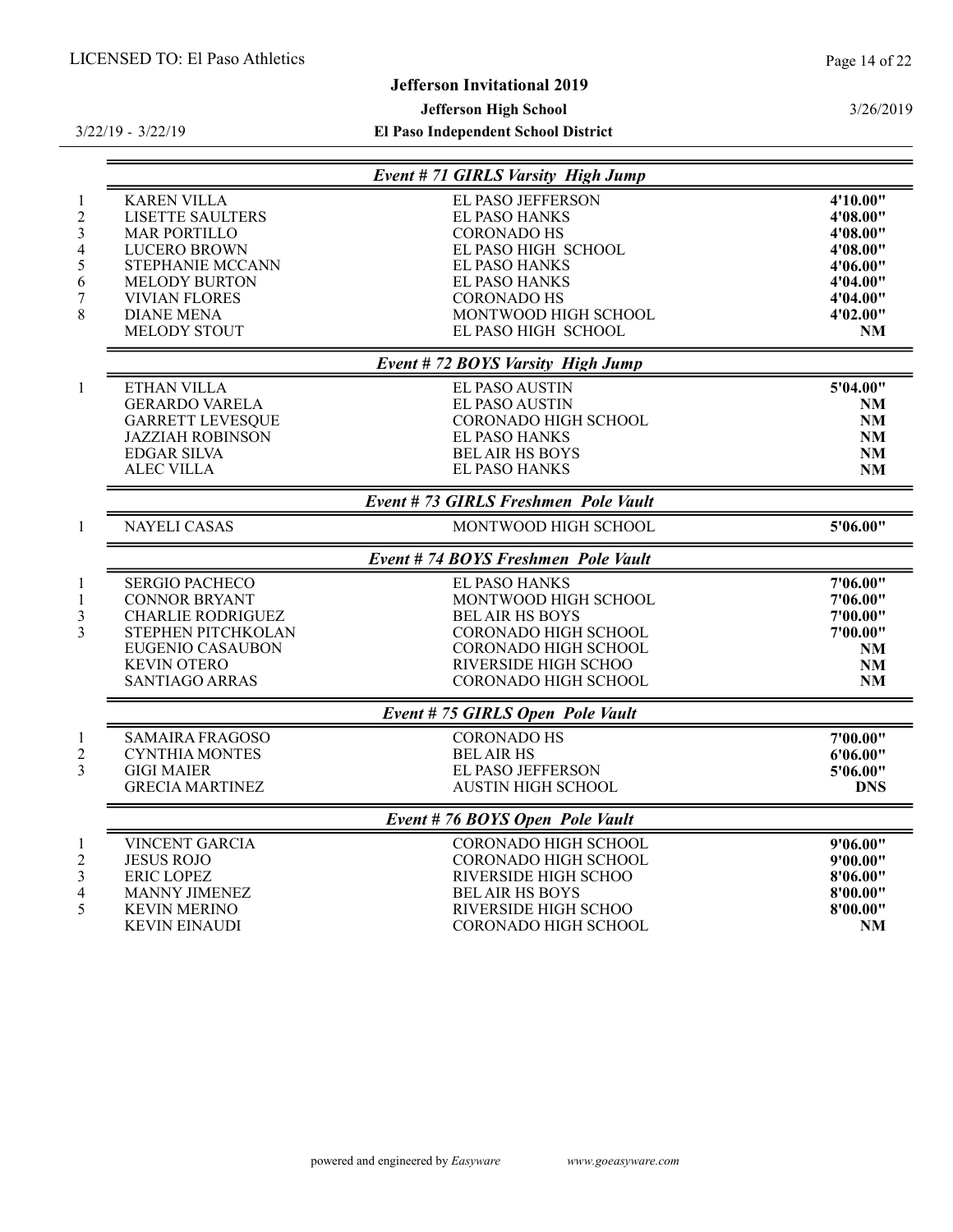**Jefferson Invitational 2019**

**Jefferson High School**

**El Paso Independent School District**

3/22/19 - 3/22/19

3/26/2019

### *Event # 71 GIRLS Varsity High Jump*

| Place | Name | School | Mark |
|---|---|---|---|
| 1 | KAREN VILLA | EL PASO JEFFERSON | **4'10.00"** |
| 2 | LISETTE SAULTERS | EL PASO HANKS | **4'08.00"** |
| 3 | MAR PORTILLO | CORONADO HS | **4'08.00"** |
| 4 | LUCERO BROWN | EL PASO HIGH SCHOOL | **4'08.00"** |
| 5 | STEPHANIE MCCANN | EL PASO HANKS | **4'06.00"** |
| 6 | MELODY BURTON | EL PASO HANKS | **4'04.00"** |
| 7 | VIVIAN FLORES | CORONADO HS | **4'04.00"** |
| 8 | DIANE MENA | MONTWOOD HIGH SCHOOL | **4'02.00"** |
| | MELODY STOUT | EL PASO HIGH SCHOOL | **NM** |

### *Event # 72 BOYS Varsity High Jump*

| Place | Name | School | Mark |
|---|---|---|---|
| 1 | ETHAN VILLA | EL PASO AUSTIN | **5'04.00"** |
| | GERARDO VARELA | EL PASO AUSTIN | **NM** |
| | GARRETT LEVESQUE | CORONADO HIGH SCHOOL | **NM** |
| | JAZZIAH ROBINSON | EL PASO HANKS | **NM** |
| | EDGAR SILVA | BEL AIR HS BOYS | **NM** |
| | ALEC VILLA | EL PASO HANKS | **NM** |

### *Event # 73 GIRLS Freshmen Pole Vault*

| Place | Name | School | Mark |
|---|---|---|---|
| 1 | NAYELI CASAS | MONTWOOD HIGH SCHOOL | **5'06.00"** |

### *Event # 74 BOYS Freshmen Pole Vault*

| Place | Name | School | Mark |
|---|---|---|---|
| 1 | SERGIO PACHECO | EL PASO HANKS | **7'06.00"** |
| 1 | CONNOR BRYANT | MONTWOOD HIGH SCHOOL | **7'06.00"** |
| 3 | CHARLIE RODRIGUEZ | BEL AIR HS BOYS | **7'00.00"** |
| 3 | STEPHEN PITCHKOLAN | CORONADO HIGH SCHOOL | **7'00.00"** |
| | EUGENIO CASAUBON | CORONADO HIGH SCHOOL | **NM** |
| | KEVIN OTERO | RIVERSIDE HIGH SCHOO | **NM** |
| | SANTIAGO ARRAS | CORONADO HIGH SCHOOL | **NM** |

### *Event # 75 GIRLS Open Pole Vault*

| Place | Name | School | Mark |
|---|---|---|---|
| 1 | SAMAIRA FRAGOSO | CORONADO HS | **7'00.00"** |
| 2 | CYNTHIA MONTES | BEL AIR HS | **6'06.00"** |
| 3 | GIGI MAIER | EL PASO JEFFERSON | **5'06.00"** |
| | GRECIA MARTINEZ | AUSTIN HIGH SCHOOL | **DNS** |

### *Event # 76 BOYS Open Pole Vault*

| Place | Name | School | Mark |
|---|---|---|---|
| 1 | VINCENT GARCIA | CORONADO HIGH SCHOOL | **9'06.00"** |
| 2 | JESUS ROJO | CORONADO HIGH SCHOOL | **9'00.00"** |
| 3 | ERIC LOPEZ | RIVERSIDE HIGH SCHOO | **8'06.00"** |
| 4 | MANNY JIMENEZ | BEL AIR HS BOYS | **8'00.00"** |
| 5 | KEVIN MERINO | RIVERSIDE HIGH SCHOO | **8'00.00"** |
| | KEVIN EINAUDI | CORONADO HIGH SCHOOL | **NM** |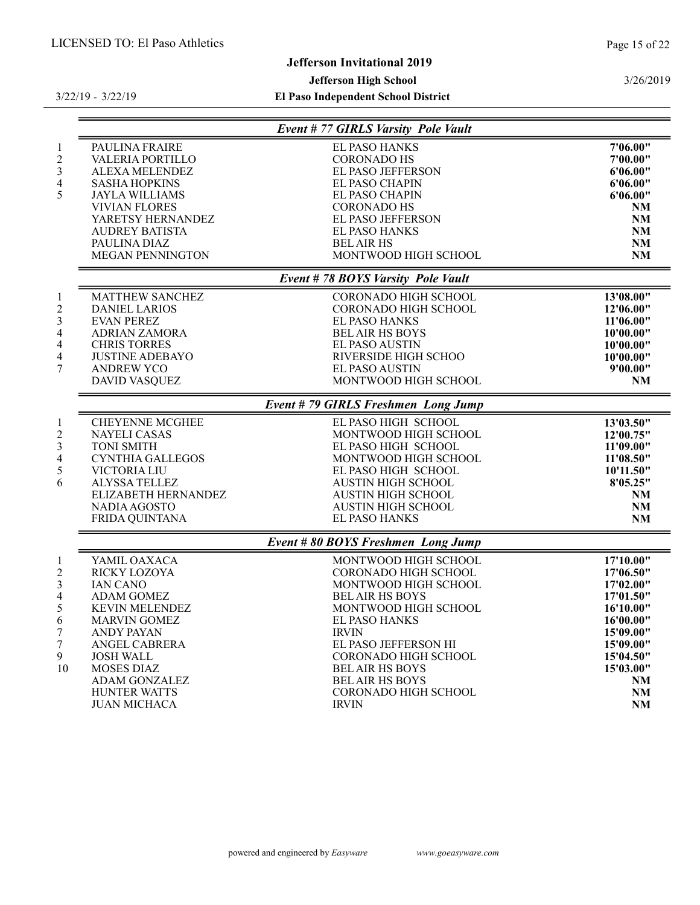LICENSED TO: El Paso Athletics

# Jefferson Invitational 2019

**Jefferson High School**

**El Paso Independent School District**

3/22/19 - 3/22/19

3/26/2019

## Event # 77 GIRLS Varsity Pole Vault

| Place | Name | School | Mark |
|---|---|---|---|
| 1 | PAULINA FRAIRE | EL PASO HANKS | **7'06.00"** |
| 2 | VALERIA PORTILLO | CORONADO HS | **7'00.00"** |
| 3 | ALEXA MELENDEZ | EL PASO JEFFERSON | **6'06.00"** |
| 4 | SASHA HOPKINS | EL PASO CHAPIN | **6'06.00"** |
| 5 | JAYLA WILLIAMS | EL PASO CHAPIN | **6'06.00"** |
| | VIVIAN FLORES | CORONADO HS | **NM** |
| | YARETSY HERNANDEZ | EL PASO JEFFERSON | **NM** |
| | AUDREY BATISTA | EL PASO HANKS | **NM** |
| | PAULINA DIAZ | BEL AIR HS | **NM** |
| | MEGAN PENNINGTON | MONTWOOD HIGH SCHOOL | **NM** |

## Event # 78 BOYS Varsity Pole Vault

| Place | Name | School | Mark |
|---|---|---|---|
| 1 | MATTHEW SANCHEZ | CORONADO HIGH SCHOOL | **13'08.00"** |
| 2 | DANIEL LARIOS | CORONADO HIGH SCHOOL | **12'06.00"** |
| 3 | EVAN PEREZ | EL PASO HANKS | **11'06.00"** |
| 4 | ADRIAN ZAMORA | BEL AIR HS BOYS | **10'00.00"** |
| 4 | CHRIS TORRES | EL PASO AUSTIN | **10'00.00"** |
| 4 | JUSTINE ADEBAYO | RIVERSIDE HIGH SCHOO | **10'00.00"** |
| 7 | ANDREW YCO | EL PASO AUSTIN | **9'00.00"** |
| | DAVID VASQUEZ | MONTWOOD HIGH SCHOOL | **NM** |

## Event # 79 GIRLS Freshmen Long Jump

| Place | Name | School | Mark |
|---|---|---|---|
| 1 | CHEYENNE MCGHEE | EL PASO HIGH SCHOOL | **13'03.50"** |
| 2 | NAYELI CASAS | MONTWOOD HIGH SCHOOL | **12'00.75"** |
| 3 | TONI SMITH | EL PASO HIGH SCHOOL | **11'09.00"** |
| 4 | CYNTHIA GALLEGOS | MONTWOOD HIGH SCHOOL | **11'08.50"** |
| 5 | VICTORIA LIU | EL PASO HIGH SCHOOL | **10'11.50"** |
| 6 | ALYSSA TELLEZ | AUSTIN HIGH SCHOOL | **8'05.25"** |
| | ELIZABETH HERNANDEZ | AUSTIN HIGH SCHOOL | **NM** |
| | NADIA AGOSTO | AUSTIN HIGH SCHOOL | **NM** |
| | FRIDA QUINTANA | EL PASO HANKS | **NM** |

## Event # 80 BOYS Freshmen Long Jump

| Place | Name | School | Mark |
|---|---|---|---|
| 1 | YAMIL OAXACA | MONTWOOD HIGH SCHOOL | **17'10.00"** |
| 2 | RICKY LOZOYA | CORONADO HIGH SCHOOL | **17'06.50"** |
| 3 | IAN CANO | MONTWOOD HIGH SCHOOL | **17'02.00"** |
| 4 | ADAM GOMEZ | BEL AIR HS BOYS | **17'01.50"** |
| 5 | KEVIN MELENDEZ | MONTWOOD HIGH SCHOOL | **16'10.00"** |
| 6 | MARVIN GOMEZ | EL PASO HANKS | **16'00.00"** |
| 7 | ANDY PAYAN | IRVIN | **15'09.00"** |
| 7 | ANGEL CABRERA | EL PASO JEFFERSON HI | **15'09.00"** |
| 9 | JOSH WALL | CORONADO HIGH SCHOOL | **15'04.50"** |
| 10 | MOSES DIAZ | BEL AIR HS BOYS | **15'03.00"** |
| | ADAM GONZALEZ | BEL AIR HS BOYS | **NM** |
| | HUNTER WATTS | CORONADO HIGH SCHOOL | **NM** |
| | JUAN MICHACA | IRVIN | **NM** |

powered and engineered by *Easyware* www.goeasyware.com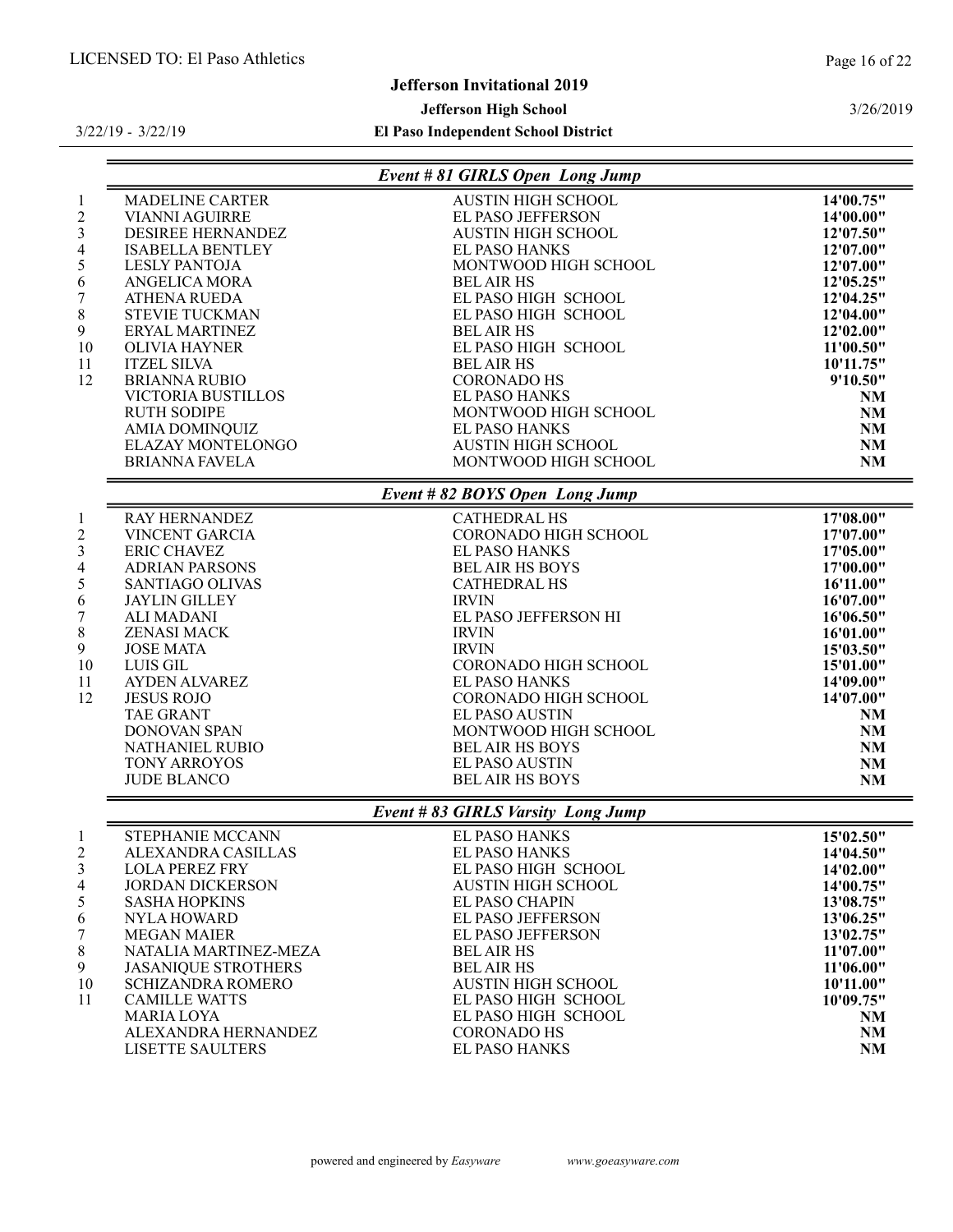## Event # 81 GIRLS Open Long Jump

| Place | Name | School | Mark |
|---|---|---|---|
| 1 | MADELINE CARTER | AUSTIN HIGH SCHOOL | **14'00.75"** |
| 2 | VIANNI AGUIRRE | EL PASO JEFFERSON | **14'00.00"** |
| 3 | DESIREE HERNANDEZ | AUSTIN HIGH SCHOOL | **12'07.50"** |
| 4 | ISABELLA BENTLEY | EL PASO HANKS | **12'07.00"** |
| 5 | LESLY PANTOJA | MONTWOOD HIGH SCHOOL | **12'07.00"** |
| 6 | ANGELICA MORA | BEL AIR HS | **12'05.25"** |
| 7 | ATHENA RUEDA | EL PASO HIGH SCHOOL | **12'04.25"** |
| 8 | STEVIE TUCKMAN | EL PASO HIGH SCHOOL | **12'04.00"** |
| 9 | ERYAL MARTINEZ | BEL AIR HS | **12'02.00"** |
| 10 | OLIVIA HAYNER | EL PASO HIGH SCHOOL | **11'00.50"** |
| 11 | ITZEL SILVA | BEL AIR HS | **10'11.75"** |
| 12 | BRIANNA RUBIO | CORONADO HS | **9'10.50"** |
| | VICTORIA BUSTILLOS | EL PASO HANKS | **NM** |
| | RUTH SODIPE | MONTWOOD HIGH SCHOOL | **NM** |
| | AMIA DOMINQUIZ | EL PASO HANKS | **NM** |
| | ELAZAY MONTELONGO | AUSTIN HIGH SCHOOL | **NM** |
| | BRIANNA FAVELA | MONTWOOD HIGH SCHOOL | **NM** |

## Event # 82 BOYS Open Long Jump

| Place | Name | School | Mark |
|---|---|---|---|
| 1 | RAY HERNANDEZ | CATHEDRAL HS | **17'08.00"** |
| 2 | VINCENT GARCIA | CORONADO HIGH SCHOOL | **17'07.00"** |
| 3 | ERIC CHAVEZ | EL PASO HANKS | **17'05.00"** |
| 4 | ADRIAN PARSONS | BEL AIR HS BOYS | **17'00.00"** |
| 5 | SANTIAGO OLIVAS | CATHEDRAL HS | **16'11.00"** |
| 6 | JAYLIN GILLEY | IRVIN | **16'07.00"** |
| 7 | ALI MADANI | EL PASO JEFFERSON HI | **16'06.50"** |
| 8 | ZENASI MACK | IRVIN | **16'01.00"** |
| 9 | JOSE MATA | IRVIN | **15'03.50"** |
| 10 | LUIS GIL | CORONADO HIGH SCHOOL | **15'01.00"** |
| 11 | AYDEN ALVAREZ | EL PASO HANKS | **14'09.00"** |
| 12 | JESUS ROJO | CORONADO HIGH SCHOOL | **14'07.00"** |
| | TAE GRANT | EL PASO AUSTIN | **NM** |
| | DONOVAN SPAN | MONTWOOD HIGH SCHOOL | **NM** |
| | NATHANIEL RUBIO | BEL AIR HS BOYS | **NM** |
| | TONY ARROYOS | EL PASO AUSTIN | **NM** |
| | JUDE BLANCO | BEL AIR HS BOYS | **NM** |

## Event # 83 GIRLS Varsity Long Jump

| Place | Name | School | Mark |
|---|---|---|---|
| 1 | STEPHANIE MCCANN | EL PASO HANKS | **15'02.50"** |
| 2 | ALEXANDRA CASILLAS | EL PASO HANKS | **14'04.50"** |
| 3 | LOLA PEREZ FRY | EL PASO HIGH SCHOOL | **14'02.00"** |
| 4 | JORDAN DICKERSON | AUSTIN HIGH SCHOOL | **14'00.75"** |
| 5 | SASHA HOPKINS | EL PASO CHAPIN | **13'08.75"** |
| 6 | NYLA HOWARD | EL PASO JEFFERSON | **13'06.25"** |
| 7 | MEGAN MAIER | EL PASO JEFFERSON | **13'02.75"** |
| 8 | NATALIA MARTINEZ-MEZA | BEL AIR HS | **11'07.00"** |
| 9 | JASANIQUE STROTHERS | BEL AIR HS | **11'06.00"** |
| 10 | SCHIZANDRA ROMERO | AUSTIN HIGH SCHOOL | **10'11.00"** |
| 11 | CAMILLE WATTS | EL PASO HIGH SCHOOL | **10'09.75"** |
| | MARIA LOYA | EL PASO HIGH SCHOOL | **NM** |
| | ALEXANDRA HERNANDEZ | CORONADO HS | **NM** |
| | LISETTE SAULTERS | EL PASO HANKS | **NM** |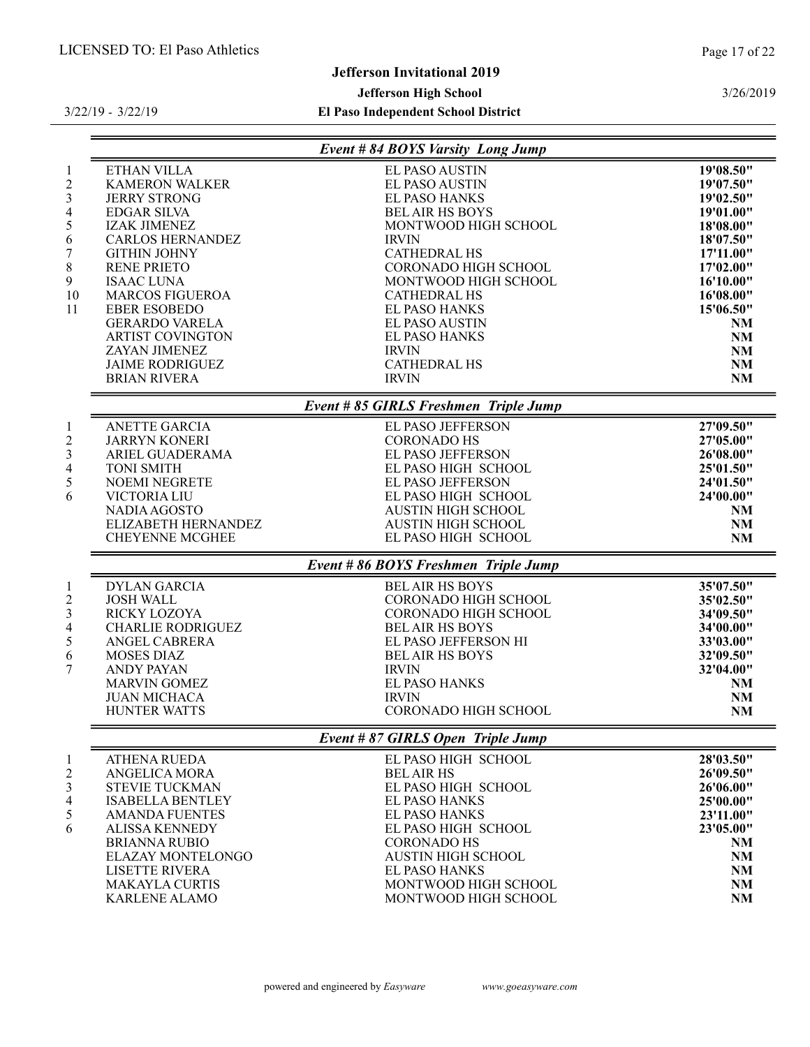LICENSED TO: El Paso Athletics

**Jefferson Invitational 2019**

**Jefferson High School**

**El Paso Independent School District**

3/22/19 - 3/22/19

3/26/2019

### Event # 84 BOYS Varsity Long Jump

| Place | Name | School | Mark |
|---|---|---|---|
| 1 | ETHAN VILLA | EL PASO AUSTIN | 19'08.50" |
| 2 | KAMERON WALKER | EL PASO AUSTIN | 19'07.50" |
| 3 | JERRY STRONG | EL PASO HANKS | 19'02.50" |
| 4 | EDGAR SILVA | BEL AIR HS BOYS | 19'01.00" |
| 5 | IZAK JIMENEZ | MONTWOOD HIGH SCHOOL | 18'08.00" |
| 6 | CARLOS HERNANDEZ | IRVIN | 18'07.50" |
| 7 | GITHIN JOHNY | CATHEDRAL HS | 17'11.00" |
| 8 | RENE PRIETO | CORONADO HIGH SCHOOL | 17'02.00" |
| 9 | ISAAC LUNA | MONTWOOD HIGH SCHOOL | 16'10.00" |
| 10 | MARCOS FIGUEROA | CATHEDRAL HS | 16'08.00" |
| 11 | EBER ESOBEDO | EL PASO HANKS | 15'06.50" |
| | GERARDO VARELA | EL PASO AUSTIN | NM |
| | ARTIST COVINGTON | EL PASO HANKS | NM |
| | ZAYAN JIMENEZ | IRVIN | NM |
| | JAIME RODRIGUEZ | CATHEDRAL HS | NM |
| | BRIAN RIVERA | IRVIN | NM |

### Event # 85 GIRLS Freshmen Triple Jump

| Place | Name | School | Mark |
|---|---|---|---|
| 1 | ANETTE GARCIA | EL PASO JEFFERSON | 27'09.50" |
| 2 | JARRYN KONERI | CORONADO HS | 27'05.00" |
| 3 | ARIEL GUADERAMA | EL PASO JEFFERSON | 26'08.00" |
| 4 | TONI SMITH | EL PASO HIGH SCHOOL | 25'01.50" |
| 5 | NOEMI NEGRETE | EL PASO JEFFERSON | 24'01.50" |
| 6 | VICTORIA LIU | EL PASO HIGH SCHOOL | 24'00.00" |
| | NADIA AGOSTO | AUSTIN HIGH SCHOOL | NM |
| | ELIZABETH HERNANDEZ | AUSTIN HIGH SCHOOL | NM |
| | CHEYENNE MCGHEE | EL PASO HIGH SCHOOL | NM |

### Event # 86 BOYS Freshmen Triple Jump

| Place | Name | School | Mark |
|---|---|---|---|
| 1 | DYLAN GARCIA | BEL AIR HS BOYS | 35'07.50" |
| 2 | JOSH WALL | CORONADO HIGH SCHOOL | 35'02.50" |
| 3 | RICKY LOZOYA | CORONADO HIGH SCHOOL | 34'09.50" |
| 4 | CHARLIE RODRIGUEZ | BEL AIR HS BOYS | 34'00.00" |
| 5 | ANGEL CABRERA | EL PASO JEFFERSON HI | 33'03.00" |
| 6 | MOSES DIAZ | BEL AIR HS BOYS | 32'09.50" |
| 7 | ANDY PAYAN | IRVIN | 32'04.00" |
| | MARVIN GOMEZ | EL PASO HANKS | NM |
| | JUAN MICHACA | IRVIN | NM |
| | HUNTER WATTS | CORONADO HIGH SCHOOL | NM |

### Event # 87 GIRLS Open Triple Jump

| Place | Name | School | Mark |
|---|---|---|---|
| 1 | ATHENA RUEDA | EL PASO HIGH SCHOOL | 28'03.50" |
| 2 | ANGELICA MORA | BEL AIR HS | 26'09.50" |
| 3 | STEVIE TUCKMAN | EL PASO HIGH SCHOOL | 26'06.00" |
| 4 | ISABELLA BENTLEY | EL PASO HANKS | 25'00.00" |
| 5 | AMANDA FUENTES | EL PASO HANKS | 23'11.00" |
| 6 | ALISSA KENNEDY | EL PASO HIGH SCHOOL | 23'05.00" |
| | BRIANNA RUBIO | CORONADO HS | NM |
| | ELAZAY MONTELONGO | AUSTIN HIGH SCHOOL | NM |
| | LISETTE RIVERA | EL PASO HANKS | NM |
| | MAKAYLA CURTIS | MONTWOOD HIGH SCHOOL | NM |
| | KARLENE ALAMO | MONTWOOD HIGH SCHOOL | NM |

powered and engineered by *Easyware* www.goeasyware.com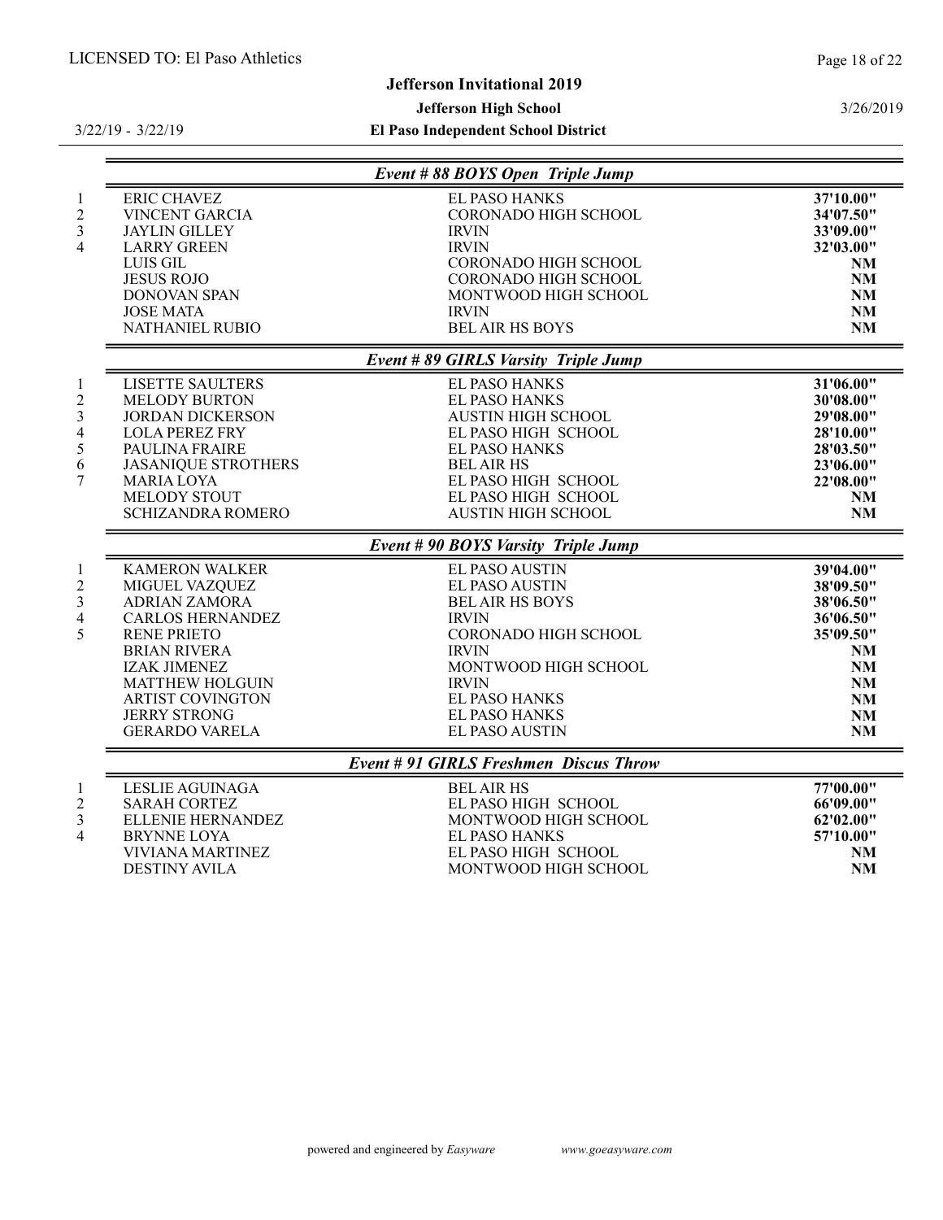LICENSED TO: El Paso Athletics

**Jefferson Invitational 2019**

**Jefferson High School**

**El Paso Independent School District**

3/22/19 - 3/22/19

3/26/2019

### *Event # 88 BOYS Open Triple Jump*

| Place | Name | School | Mark |
|---|---|---|---|
| 1 | ERIC CHAVEZ | EL PASO HANKS | **37'10.00"** |
| 2 | VINCENT GARCIA | CORONADO HIGH SCHOOL | **34'07.50"** |
| 3 | JAYLIN GILLEY | IRVIN | **33'09.00"** |
| 4 | LARRY GREEN | IRVIN | **32'03.00"** |
| | LUIS GIL | CORONADO HIGH SCHOOL | **NM** |
| | JESUS ROJO | CORONADO HIGH SCHOOL | **NM** |
| | DONOVAN SPAN | MONTWOOD HIGH SCHOOL | **NM** |
| | JOSE MATA | IRVIN | **NM** |
| | NATHANIEL RUBIO | BEL AIR HS BOYS | **NM** |

### *Event # 89 GIRLS Varsity Triple Jump*

| Place | Name | School | Mark |
|---|---|---|---|
| 1 | LISETTE SAULTERS | EL PASO HANKS | **31'06.00"** |
| 2 | MELODY BURTON | EL PASO HANKS | **30'08.00"** |
| 3 | JORDAN DICKERSON | AUSTIN HIGH SCHOOL | **29'08.00"** |
| 4 | LOLA PEREZ FRY | EL PASO HIGH SCHOOL | **28'10.00"** |
| 5 | PAULINA FRAIRE | EL PASO HANKS | **28'03.50"** |
| 6 | JASANIQUE STROTHERS | BEL AIR HS | **23'06.00"** |
| 7 | MARIA LOYA | EL PASO HIGH SCHOOL | **22'08.00"** |
| | MELODY STOUT | EL PASO HIGH SCHOOL | **NM** |
| | SCHIZANDRA ROMERO | AUSTIN HIGH SCHOOL | **NM** |

### *Event # 90 BOYS Varsity Triple Jump*

| Place | Name | School | Mark |
|---|---|---|---|
| 1 | KAMERON WALKER | EL PASO AUSTIN | **39'04.00"** |
| 2 | MIGUEL VAZQUEZ | EL PASO AUSTIN | **38'09.50"** |
| 3 | ADRIAN ZAMORA | BEL AIR HS BOYS | **38'06.50"** |
| 4 | CARLOS HERNANDEZ | IRVIN | **36'06.50"** |
| 5 | RENE PRIETO | CORONADO HIGH SCHOOL | **35'09.50"** |
| | BRIAN RIVERA | IRVIN | **NM** |
| | IZAK JIMENEZ | MONTWOOD HIGH SCHOOL | **NM** |
| | MATTHEW HOLGUIN | IRVIN | **NM** |
| | ARTIST COVINGTON | EL PASO HANKS | **NM** |
| | JERRY STRONG | EL PASO HANKS | **NM** |
| | GERARDO VARELA | EL PASO AUSTIN | **NM** |

### *Event # 91 GIRLS Freshmen Discus Throw*

| Place | Name | School | Mark |
|---|---|---|---|
| 1 | LESLIE AGUINAGA | BEL AIR HS | **77'00.00"** |
| 2 | SARAH CORTEZ | EL PASO HIGH SCHOOL | **66'09.00"** |
| 3 | ELLENIE HERNANDEZ | MONTWOOD HIGH SCHOOL | **62'02.00"** |
| 4 | BRYNNE LOYA | EL PASO HANKS | **57'10.00"** |
| | VIVIANA MARTINEZ | EL PASO HIGH SCHOOL | **NM** |
| | DESTINY AVILA | MONTWOOD HIGH SCHOOL | **NM** |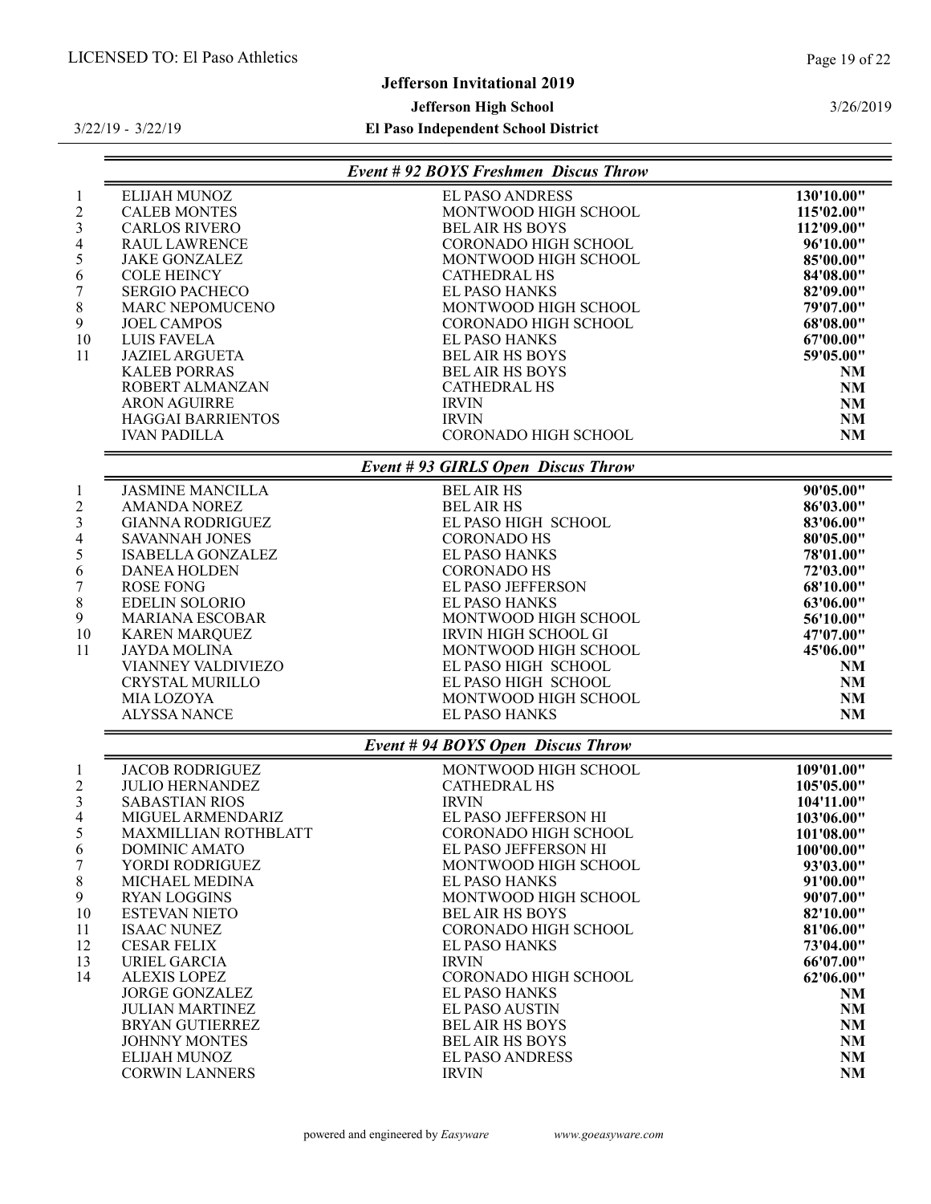## Event # 92 BOYS Freshmen Discus Throw

| Place | Name | School | Mark |
|---|---|---|---|
| 1 | ELIJAH MUNOZ | EL PASO ANDRESS | 130'10.00" |
| 2 | CALEB MONTES | MONTWOOD HIGH SCHOOL | 115'02.00" |
| 3 | CARLOS RIVERO | BEL AIR HS BOYS | 112'09.00" |
| 4 | RAUL LAWRENCE | CORONADO HIGH SCHOOL | 96'10.00" |
| 5 | JAKE GONZALEZ | MONTWOOD HIGH SCHOOL | 85'00.00" |
| 6 | COLE HEINCY | CATHEDRAL HS | 84'08.00" |
| 7 | SERGIO PACHECO | EL PASO HANKS | 82'09.00" |
| 8 | MARC NEPOMUCENO | MONTWOOD HIGH SCHOOL | 79'07.00" |
| 9 | JOEL CAMPOS | CORONADO HIGH SCHOOL | 68'08.00" |
| 10 | LUIS FAVELA | EL PASO HANKS | 67'00.00" |
| 11 | JAZIEL ARGUETA | BEL AIR HS BOYS | 59'05.00" |
| | KALEB PORRAS | BEL AIR HS BOYS | NM |
| | ROBERT ALMANZAN | CATHEDRAL HS | NM |
| | ARON AGUIRRE | IRVIN | NM |
| | HAGGAI BARRIENTOS | IRVIN | NM |
| | IVAN PADILLA | CORONADO HIGH SCHOOL | NM |

## Event # 93 GIRLS Open Discus Throw

| Place | Name | School | Mark |
|---|---|---|---|
| 1 | JASMINE MANCILLA | BEL AIR HS | 90'05.00" |
| 2 | AMANDA NOREZ | BEL AIR HS | 86'03.00" |
| 3 | GIANNA RODRIGUEZ | EL PASO HIGH SCHOOL | 83'06.00" |
| 4 | SAVANNAH JONES | CORONADO HS | 80'05.00" |
| 5 | ISABELLA GONZALEZ | EL PASO HANKS | 78'01.00" |
| 6 | DANEA HOLDEN | CORONADO HS | 72'03.00" |
| 7 | ROSE FONG | EL PASO JEFFERSON | 68'10.00" |
| 8 | EDELIN SOLORIO | EL PASO HANKS | 63'06.00" |
| 9 | MARIANA ESCOBAR | MONTWOOD HIGH SCHOOL | 56'10.00" |
| 10 | KAREN MARQUEZ | IRVIN HIGH SCHOOL GI | 47'07.00" |
| 11 | JAYDA MOLINA | MONTWOOD HIGH SCHOOL | 45'06.00" |
| | VIANNEY VALDIVIEZO | EL PASO HIGH SCHOOL | NM |
| | CRYSTAL MURILLO | EL PASO HIGH SCHOOL | NM |
| | MIA LOZOYA | MONTWOOD HIGH SCHOOL | NM |
| | ALYSSA NANCE | EL PASO HANKS | NM |

## Event # 94 BOYS Open Discus Throw

| Place | Name | School | Mark |
|---|---|---|---|
| 1 | JACOB RODRIGUEZ | MONTWOOD HIGH SCHOOL | 109'01.00" |
| 2 | JULIO HERNANDEZ | CATHEDRAL HS | 105'05.00" |
| 3 | SABASTIAN RIOS | IRVIN | 104'11.00" |
| 4 | MIGUEL ARMENDARIZ | EL PASO JEFFERSON HI | 103'06.00" |
| 5 | MAXMILLIAN ROTHBLATT | CORONADO HIGH SCHOOL | 101'08.00" |
| 6 | DOMINIC AMATO | EL PASO JEFFERSON HI | 100'00.00" |
| 7 | YORDI RODRIGUEZ | MONTWOOD HIGH SCHOOL | 93'03.00" |
| 8 | MICHAEL MEDINA | EL PASO HANKS | 91'00.00" |
| 9 | RYAN LOGGINS | MONTWOOD HIGH SCHOOL | 90'07.00" |
| 10 | ESTEVAN NIETO | BEL AIR HS BOYS | 82'10.00" |
| 11 | ISAAC NUNEZ | CORONADO HIGH SCHOOL | 81'06.00" |
| 12 | CESAR FELIX | EL PASO HANKS | 73'04.00" |
| 13 | URIEL GARCIA | IRVIN | 66'07.00" |
| 14 | ALEXIS LOPEZ | CORONADO HIGH SCHOOL | 62'06.00" |
| | JORGE GONZALEZ | EL PASO HANKS | NM |
| | JULIAN MARTINEZ | EL PASO AUSTIN | NM |
| | BRYAN GUTIERREZ | BEL AIR HS BOYS | NM |
| | JOHNNY MONTES | BEL AIR HS BOYS | NM |
| | ELIJAH MUNOZ | EL PASO ANDRESS | NM |
| | CORWIN LANNERS | IRVIN | NM |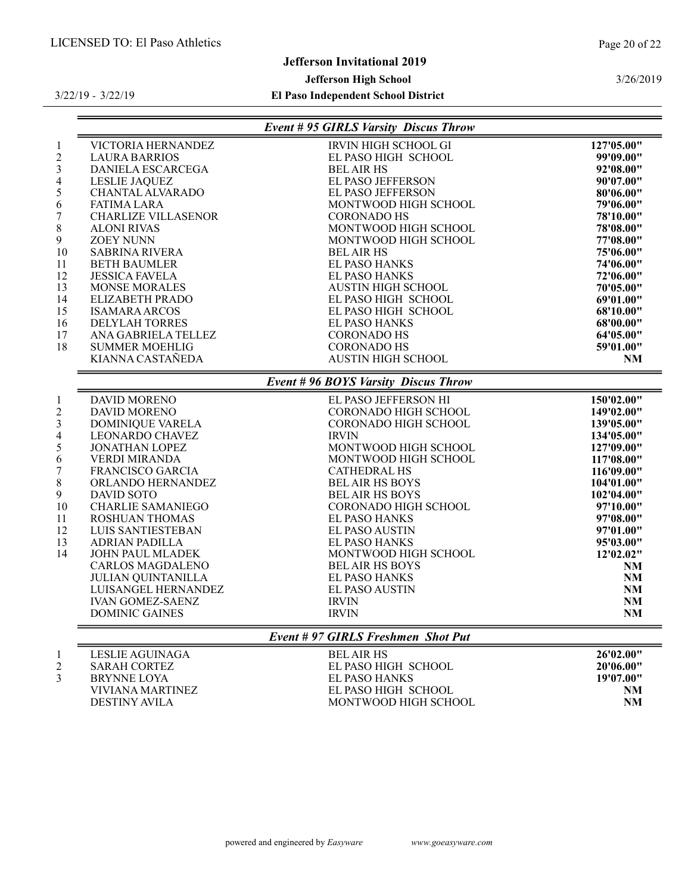### Event # 95 GIRLS Varsity Discus Throw

| Place | Name | School | Mark |
|---|---|---|---|
| 1 | VICTORIA HERNANDEZ | IRVIN HIGH SCHOOL GI | 127'05.00" |
| 2 | LAURA BARRIOS | EL PASO HIGH SCHOOL | 99'09.00" |
| 3 | DANIELA ESCARCEGA | BEL AIR HS | 92'08.00" |
| 4 | LESLIE JAQUEZ | EL PASO JEFFERSON | 90'07.00" |
| 5 | CHANTAL ALVARADO | EL PASO JEFFERSON | 80'06.00" |
| 6 | FATIMA LARA | MONTWOOD HIGH SCHOOL | 79'06.00" |
| 7 | CHARLIZE VILLASENOR | CORONADO HS | 78'10.00" |
| 8 | ALONI RIVAS | MONTWOOD HIGH SCHOOL | 78'08.00" |
| 9 | ZOEY NUNN | MONTWOOD HIGH SCHOOL | 77'08.00" |
| 10 | SABRINA RIVERA | BEL AIR HS | 75'06.00" |
| 11 | BETH BAUMLER | EL PASO HANKS | 74'06.00" |
| 12 | JESSICA FAVELA | EL PASO HANKS | 72'06.00" |
| 13 | MONSE MORALES | AUSTIN HIGH SCHOOL | 70'05.00" |
| 14 | ELIZABETH PRADO | EL PASO HIGH SCHOOL | 69'01.00" |
| 15 | ISAMARA ARCOS | EL PASO HIGH SCHOOL | 68'10.00" |
| 16 | DELYLAH TORRES | EL PASO HANKS | 68'00.00" |
| 17 | ANA GABRIELA TELLEZ | CORONADO HS | 64'05.00" |
| 18 | SUMMER MOEHLIG | CORONADO HS | 59'01.00" |
| | KIANNA CASTAÑEDA | AUSTIN HIGH SCHOOL | NM |

### Event # 96 BOYS Varsity Discus Throw

| Place | Name | School | Mark |
|---|---|---|---|
| 1 | DAVID MORENO | EL PASO JEFFERSON HI | 150'02.00" |
| 2 | DAVID MORENO | CORONADO HIGH SCHOOL | 149'02.00" |
| 3 | DOMINIQUE VARELA | CORONADO HIGH SCHOOL | 139'05.00" |
| 4 | LEONARDO CHAVEZ | IRVIN | 134'05.00" |
| 5 | JONATHAN LOPEZ | MONTWOOD HIGH SCHOOL | 127'09.00" |
| 6 | VERDI MIRANDA | MONTWOOD HIGH SCHOOL | 117'08.00" |
| 7 | FRANCISCO GARCIA | CATHEDRAL HS | 116'09.00" |
| 8 | ORLANDO HERNANDEZ | BEL AIR HS BOYS | 104'01.00" |
| 9 | DAVID SOTO | BEL AIR HS BOYS | 102'04.00" |
| 10 | CHARLIE SAMANIEGO | CORONADO HIGH SCHOOL | 97'10.00" |
| 11 | ROSHUAN THOMAS | EL PASO HANKS | 97'08.00" |
| 12 | LUIS SANTIESTEBAN | EL PASO AUSTIN | 97'01.00" |
| 13 | ADRIAN PADILLA | EL PASO HANKS | 95'03.00" |
| 14 | JOHN PAUL MLADEK | MONTWOOD HIGH SCHOOL | 12'02.02" |
| | CARLOS MAGDALENO | BEL AIR HS BOYS | NM |
| | JULIAN QUINTANILLA | EL PASO HANKS | NM |
| | LUISANGEL HERNANDEZ | EL PASO AUSTIN | NM |
| | IVAN GOMEZ-SAENZ | IRVIN | NM |
| | DOMINIC GAINES | IRVIN | NM |

### Event # 97 GIRLS Freshmen Shot Put

| Place | Name | School | Mark |
|---|---|---|---|
| 1 | LESLIE AGUINAGA | BEL AIR HS | 26'02.00" |
| 2 | SARAH CORTEZ | EL PASO HIGH SCHOOL | 20'06.00" |
| 3 | BRYNNE LOYA | EL PASO HANKS | 19'07.00" |
| | VIVIANA MARTINEZ | EL PASO HIGH SCHOOL | NM |
| | DESTINY AVILA | MONTWOOD HIGH SCHOOL | NM |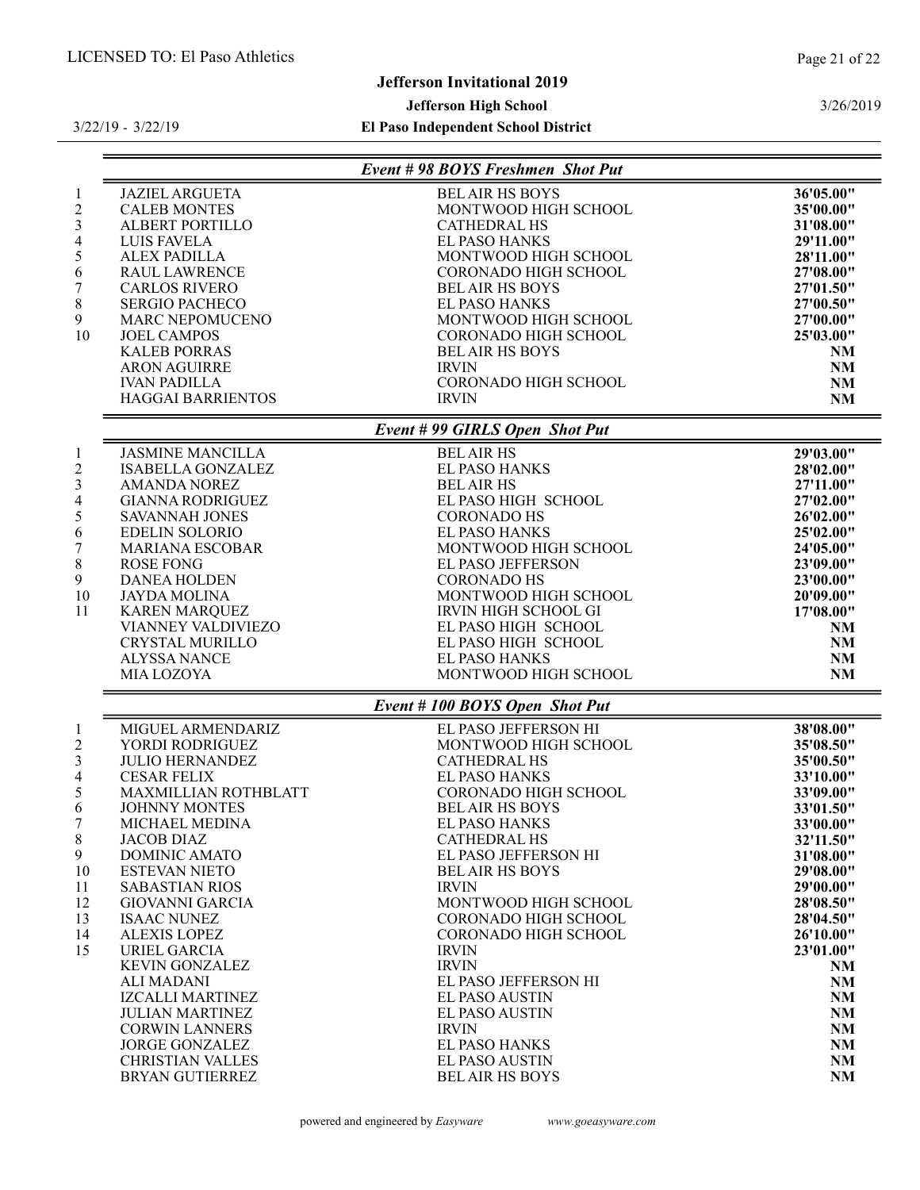## Event # 98 BOYS Freshmen Shot Put

| Place | Name | School | Mark |
|---|---|---|---|
| 1 | JAZIEL ARGUETA | BEL AIR HS BOYS | **36'05.00"** |
| 2 | CALEB MONTES | MONTWOOD HIGH SCHOOL | **35'00.00"** |
| 3 | ALBERT PORTILLO | CATHEDRAL HS | **31'08.00"** |
| 4 | LUIS FAVELA | EL PASO HANKS | **29'11.00"** |
| 5 | ALEX PADILLA | MONTWOOD HIGH SCHOOL | **28'11.00"** |
| 6 | RAUL LAWRENCE | CORONADO HIGH SCHOOL | **27'08.00"** |
| 7 | CARLOS RIVERO | BEL AIR HS BOYS | **27'01.50"** |
| 8 | SERGIO PACHECO | EL PASO HANKS | **27'00.50"** |
| 9 | MARC NEPOMUCENO | MONTWOOD HIGH SCHOOL | **27'00.00"** |
| 10 | JOEL CAMPOS | CORONADO HIGH SCHOOL | **25'03.00"** |
| | KALEB PORRAS | BEL AIR HS BOYS | **NM** |
| | ARON AGUIRRE | IRVIN | **NM** |
| | IVAN PADILLA | CORONADO HIGH SCHOOL | **NM** |
| | HAGGAI BARRIENTOS | IRVIN | **NM** |

## Event # 99 GIRLS Open Shot Put

| Place | Name | School | Mark |
|---|---|---|---|
| 1 | JASMINE MANCILLA | BEL AIR HS | **29'03.00"** |
| 2 | ISABELLA GONZALEZ | EL PASO HANKS | **28'02.00"** |
| 3 | AMANDA NOREZ | BEL AIR HS | **27'11.00"** |
| 4 | GIANNA RODRIGUEZ | EL PASO HIGH SCHOOL | **27'02.00"** |
| 5 | SAVANNAH JONES | CORONADO HS | **26'02.00"** |
| 6 | EDELIN SOLORIO | EL PASO HANKS | **25'02.00"** |
| 7 | MARIANA ESCOBAR | MONTWOOD HIGH SCHOOL | **24'05.00"** |
| 8 | ROSE FONG | EL PASO JEFFERSON | **23'09.00"** |
| 9 | DANEA HOLDEN | CORONADO HS | **23'00.00"** |
| 10 | JAYDA MOLINA | MONTWOOD HIGH SCHOOL | **20'09.00"** |
| 11 | KAREN MARQUEZ | IRVIN HIGH SCHOOL GI | **17'08.00"** |
| | VIANNEY VALDIVIEZO | EL PASO HIGH SCHOOL | **NM** |
| | CRYSTAL MURILLO | EL PASO HIGH SCHOOL | **NM** |
| | ALYSSA NANCE | EL PASO HANKS | **NM** |
| | MIA LOZOYA | MONTWOOD HIGH SCHOOL | **NM** |

## Event # 100 BOYS Open Shot Put

| Place | Name | School | Mark |
|---|---|---|---|
| 1 | MIGUEL ARMENDARIZ | EL PASO JEFFERSON HI | **38'08.00"** |
| 2 | YORDI RODRIGUEZ | MONTWOOD HIGH SCHOOL | **35'08.50"** |
| 3 | JULIO HERNANDEZ | CATHEDRAL HS | **35'00.50"** |
| 4 | CESAR FELIX | EL PASO HANKS | **33'10.00"** |
| 5 | MAXMILLIAN ROTHBLATT | CORONADO HIGH SCHOOL | **33'09.00"** |
| 6 | JOHNNY MONTES | BEL AIR HS BOYS | **33'01.50"** |
| 7 | MICHAEL MEDINA | EL PASO HANKS | **33'00.00"** |
| 8 | JACOB DIAZ | CATHEDRAL HS | **32'11.50"** |
| 9 | DOMINIC AMATO | EL PASO JEFFERSON HI | **31'08.00"** |
| 10 | ESTEVAN NIETO | BEL AIR HS BOYS | **29'08.00"** |
| 11 | SABASTIAN RIOS | IRVIN | **29'00.00"** |
| 12 | GIOVANNI GARCIA | MONTWOOD HIGH SCHOOL | **28'08.50"** |
| 13 | ISAAC NUNEZ | CORONADO HIGH SCHOOL | **28'04.50"** |
| 14 | ALEXIS LOPEZ | CORONADO HIGH SCHOOL | **26'10.00"** |
| 15 | URIEL GARCIA | IRVIN | **23'01.00"** |
| | KEVIN GONZALEZ | IRVIN | **NM** |
| | ALI MADANI | EL PASO JEFFERSON HI | **NM** |
| | IZCALLI MARTINEZ | EL PASO AUSTIN | **NM** |
| | JULIAN MARTINEZ | EL PASO AUSTIN | **NM** |
| | CORWIN LANNERS | IRVIN | **NM** |
| | JORGE GONZALEZ | EL PASO HANKS | **NM** |
| | CHRISTIAN VALLES | EL PASO AUSTIN | **NM** |
| | BRYAN GUTIERREZ | BEL AIR HS BOYS | **NM** |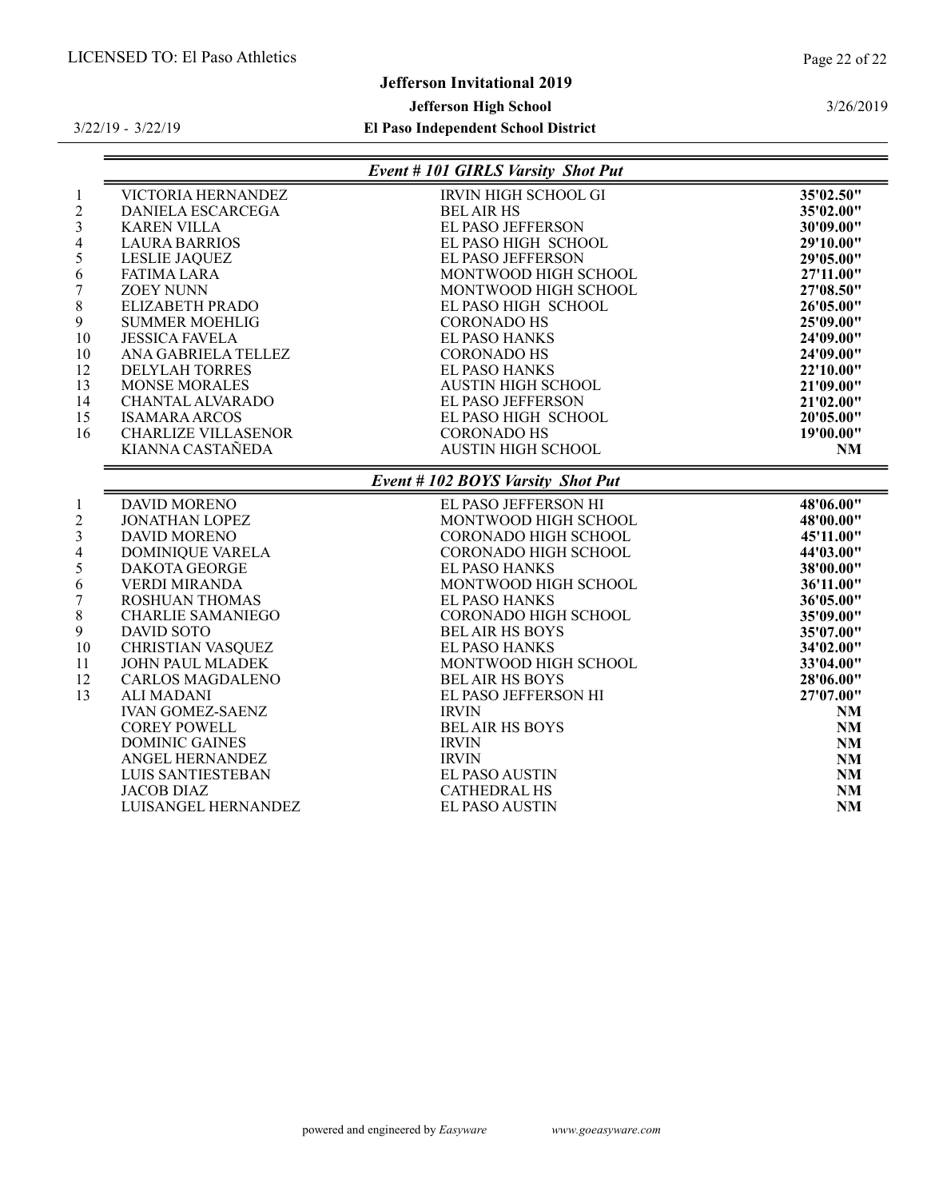LICENSED TO: El Paso Athletics

# Jefferson Invitational 2019

**Jefferson High School**

**El Paso Independent School District**

3/22/19 - 3/22/19

3/26/2019

## Event # 101 GIRLS Varsity Shot Put

| | | | |
|---|---|---|---|
| 1 | VICTORIA HERNANDEZ | IRVIN HIGH SCHOOL GI | **35'02.50"** |
| 2 | DANIELA ESCARCEGA | BEL AIR HS | **35'02.00"** |
| 3 | KAREN VILLA | EL PASO JEFFERSON | **30'09.00"** |
| 4 | LAURA BARRIOS | EL PASO HIGH SCHOOL | **29'10.00"** |
| 5 | LESLIE JAQUEZ | EL PASO JEFFERSON | **29'05.00"** |
| 6 | FATIMA LARA | MONTWOOD HIGH SCHOOL | **27'11.00"** |
| 7 | ZOEY NUNN | MONTWOOD HIGH SCHOOL | **27'08.50"** |
| 8 | ELIZABETH PRADO | EL PASO HIGH SCHOOL | **26'05.00"** |
| 9 | SUMMER MOEHLIG | CORONADO HS | **25'09.00"** |
| 10 | JESSICA FAVELA | EL PASO HANKS | **24'09.00"** |
| 10 | ANA GABRIELA TELLEZ | CORONADO HS | **24'09.00"** |
| 12 | DELYLAH TORRES | EL PASO HANKS | **22'10.00"** |
| 13 | MONSE MORALES | AUSTIN HIGH SCHOOL | **21'09.00"** |
| 14 | CHANTAL ALVARADO | EL PASO JEFFERSON | **21'02.00"** |
| 15 | ISAMARA ARCOS | EL PASO HIGH SCHOOL | **20'05.00"** |
| 16 | CHARLIZE VILLASENOR | CORONADO HS | **19'00.00"** |
| | KIANNA CASTAÑEDA | AUSTIN HIGH SCHOOL | **NM** |

## Event # 102 BOYS Varsity Shot Put

| | | | |
|---|---|---|---|
| 1 | DAVID MORENO | EL PASO JEFFERSON HI | **48'06.00"** |
| 2 | JONATHAN LOPEZ | MONTWOOD HIGH SCHOOL | **48'00.00"** |
| 3 | DAVID MORENO | CORONADO HIGH SCHOOL | **45'11.00"** |
| 4 | DOMINIQUE VARELA | CORONADO HIGH SCHOOL | **44'03.00"** |
| 5 | DAKOTA GEORGE | EL PASO HANKS | **38'00.00"** |
| 6 | VERDI MIRANDA | MONTWOOD HIGH SCHOOL | **36'11.00"** |
| 7 | ROSHUAN THOMAS | EL PASO HANKS | **36'05.00"** |
| 8 | CHARLIE SAMANIEGO | CORONADO HIGH SCHOOL | **35'09.00"** |
| 9 | DAVID SOTO | BEL AIR HS BOYS | **35'07.00"** |
| 10 | CHRISTIAN VASQUEZ | EL PASO HANKS | **34'02.00"** |
| 11 | JOHN PAUL MLADEK | MONTWOOD HIGH SCHOOL | **33'04.00"** |
| 12 | CARLOS MAGDALENO | BEL AIR HS BOYS | **28'06.00"** |
| 13 | ALI MADANI | EL PASO JEFFERSON HI | **27'07.00"** |
| | IVAN GOMEZ-SAENZ | IRVIN | **NM** |
| | COREY POWELL | BEL AIR HS BOYS | **NM** |
| | DOMINIC GAINES | IRVIN | **NM** |
| | ANGEL HERNANDEZ | IRVIN | **NM** |
| | LUIS SANTIESTEBAN | EL PASO AUSTIN | **NM** |
| | JACOB DIAZ | CATHEDRAL HS | **NM** |
| | LUISANGEL HERNANDEZ | EL PASO AUSTIN | **NM** |

powered and engineered by *Easyware* www.goeasyware.com